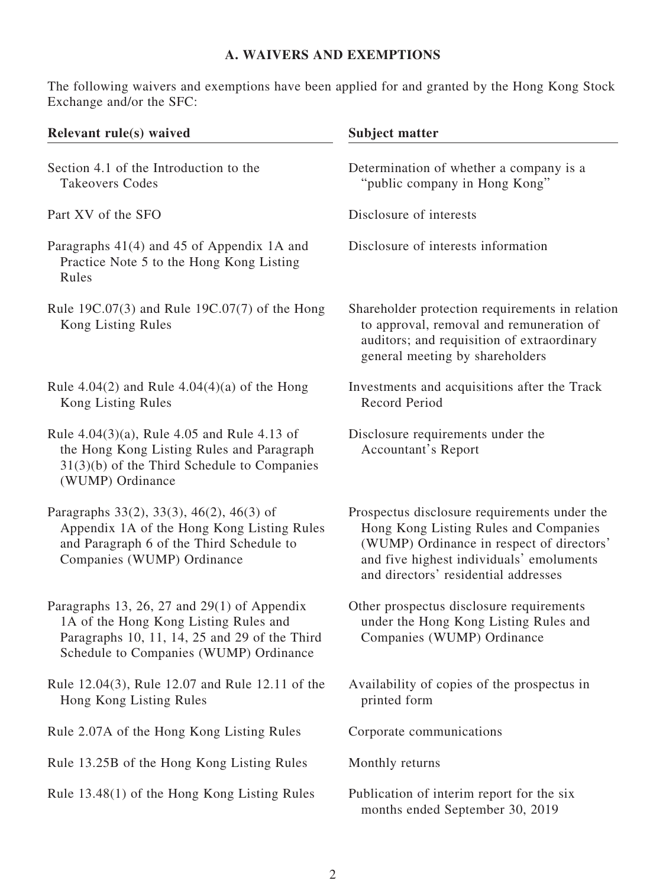## A. WAIVERS AND EXEMPTIONS

The following waivers and exemptions have been applied for and granted by the Hong Kong Stock Exchange and/or the SFC:

| Relevant rule(s) waived | Subject matter |
|---|---|
| Section 4.1 of the Introduction to the Takeovers Codes | Determination of whether a company is a "public company in Hong Kong" |
| Part XV of the SFO | Disclosure of interests |
| Paragraphs 41(4) and 45 of Appendix 1A and Practice Note 5 to the Hong Kong Listing Rules | Disclosure of interests information |
| Rule 19C.07(3) and Rule 19C.07(7) of the Hong Kong Listing Rules | Shareholder protection requirements in relation to approval, removal and remuneration of auditors; and requisition of extraordinary general meeting by shareholders |
| Rule 4.04(2) and Rule 4.04(4)(a) of the Hong Kong Listing Rules | Investments and acquisitions after the Track Record Period |
| Rule 4.04(3)(a), Rule 4.05 and Rule 4.13 of the Hong Kong Listing Rules and Paragraph 31(3)(b) of the Third Schedule to Companies (WUMP) Ordinance | Disclosure requirements under the Accountant's Report |
| Paragraphs 33(2), 33(3), 46(2), 46(3) of Appendix 1A of the Hong Kong Listing Rules and Paragraph 6 of the Third Schedule to Companies (WUMP) Ordinance | Prospectus disclosure requirements under the Hong Kong Listing Rules and Companies (WUMP) Ordinance in respect of directors' and five highest individuals' emoluments and directors' residential addresses |
| Paragraphs 13, 26, 27 and 29(1) of Appendix 1A of the Hong Kong Listing Rules and Paragraphs 10, 11, 14, 25 and 29 of the Third Schedule to Companies (WUMP) Ordinance | Other prospectus disclosure requirements under the Hong Kong Listing Rules and Companies (WUMP) Ordinance |
| Rule 12.04(3), Rule 12.07 and Rule 12.11 of the Hong Kong Listing Rules | Availability of copies of the prospectus in printed form |
| Rule 2.07A of the Hong Kong Listing Rules | Corporate communications |
| Rule 13.25B of the Hong Kong Listing Rules | Monthly returns |
| Rule 13.48(1) of the Hong Kong Listing Rules | Publication of interim report for the six months ended September 30, 2019 |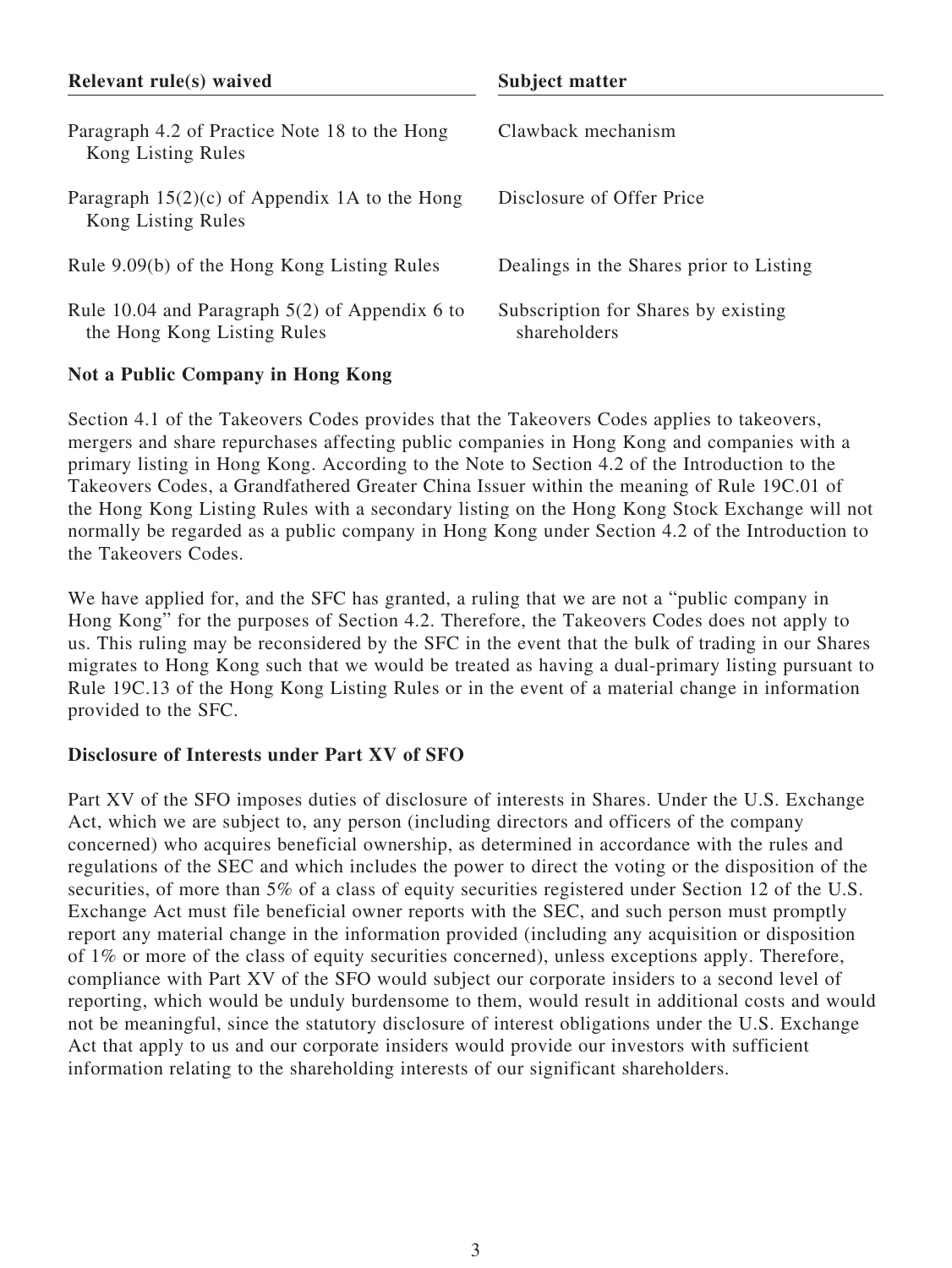| Relevant rule(s) waived | Subject matter |
| --- | --- |
| Paragraph 4.2 of Practice Note 18 to the Hong Kong Listing Rules | Clawback mechanism |
| Paragraph 15(2)(c) of Appendix 1A to the Hong Kong Listing Rules | Disclosure of Offer Price |
| Rule 9.09(b) of the Hong Kong Listing Rules | Dealings in the Shares prior to Listing |
| Rule 10.04 and Paragraph 5(2) of Appendix 6 to the Hong Kong Listing Rules | Subscription for Shares by existing shareholders |

**Not a Public Company in Hong Kong**

Section 4.1 of the Takeovers Codes provides that the Takeovers Codes applies to takeovers, mergers and share repurchases affecting public companies in Hong Kong and companies with a primary listing in Hong Kong. According to the Note to Section 4.2 of the Introduction to the Takeovers Codes, a Grandfathered Greater China Issuer within the meaning of Rule 19C.01 of the Hong Kong Listing Rules with a secondary listing on the Hong Kong Stock Exchange will not normally be regarded as a public company in Hong Kong under Section 4.2 of the Introduction to the Takeovers Codes.

We have applied for, and the SFC has granted, a ruling that we are not a "public company in Hong Kong" for the purposes of Section 4.2. Therefore, the Takeovers Codes does not apply to us. This ruling may be reconsidered by the SFC in the event that the bulk of trading in our Shares migrates to Hong Kong such that we would be treated as having a dual-primary listing pursuant to Rule 19C.13 of the Hong Kong Listing Rules or in the event of a material change in information provided to the SFC.

**Disclosure of Interests under Part XV of SFO**

Part XV of the SFO imposes duties of disclosure of interests in Shares. Under the U.S. Exchange Act, which we are subject to, any person (including directors and officers of the company concerned) who acquires beneficial ownership, as determined in accordance with the rules and regulations of the SEC and which includes the power to direct the voting or the disposition of the securities, of more than 5% of a class of equity securities registered under Section 12 of the U.S. Exchange Act must file beneficial owner reports with the SEC, and such person must promptly report any material change in the information provided (including any acquisition or disposition of 1% or more of the class of equity securities concerned), unless exceptions apply. Therefore, compliance with Part XV of the SFO would subject our corporate insiders to a second level of reporting, which would be unduly burdensome to them, would result in additional costs and would not be meaningful, since the statutory disclosure of interest obligations under the U.S. Exchange Act that apply to us and our corporate insiders would provide our investors with sufficient information relating to the shareholding interests of our significant shareholders.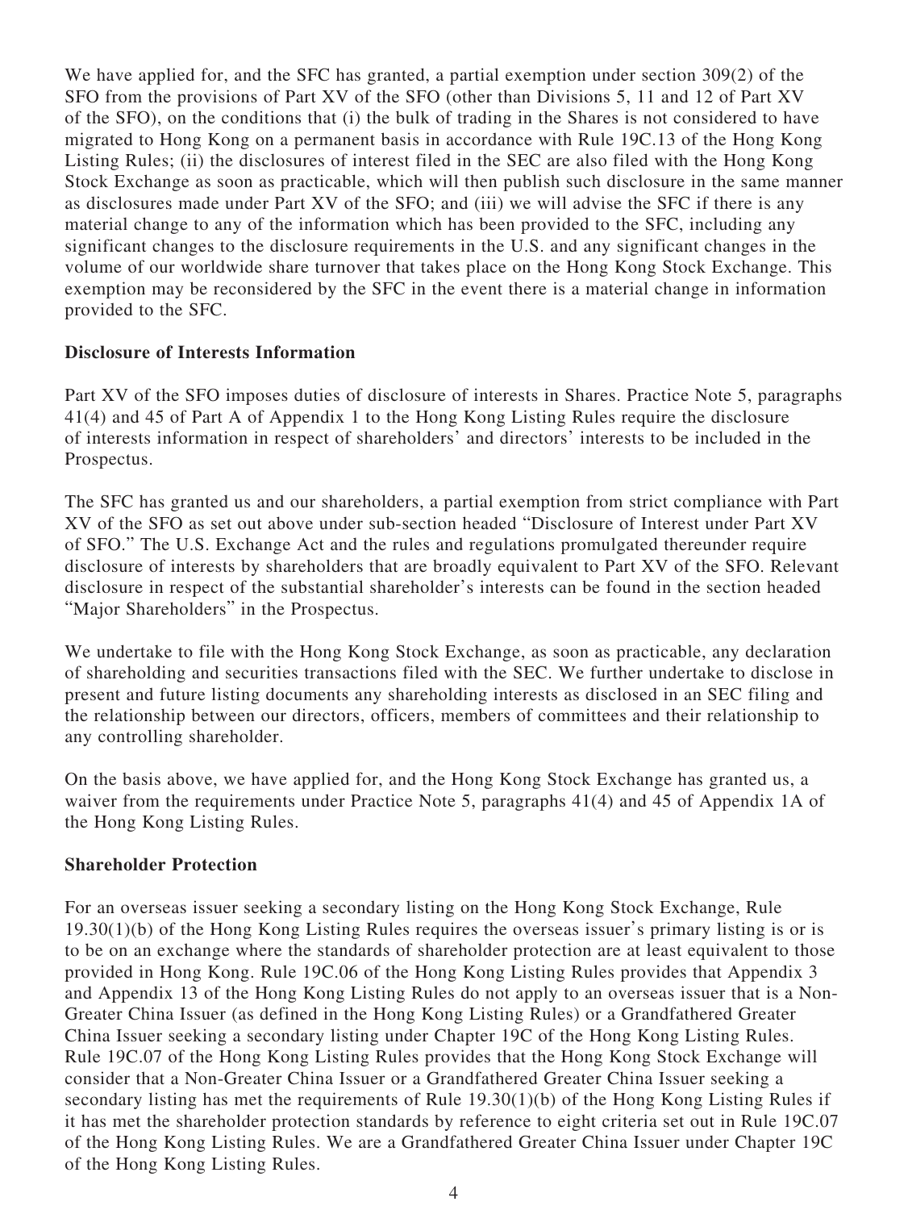We have applied for, and the SFC has granted, a partial exemption under section 309(2) of the SFO from the provisions of Part XV of the SFO (other than Divisions 5, 11 and 12 of Part XV of the SFO), on the conditions that (i) the bulk of trading in the Shares is not considered to have migrated to Hong Kong on a permanent basis in accordance with Rule 19C.13 of the Hong Kong Listing Rules; (ii) the disclosures of interest filed in the SEC are also filed with the Hong Kong Stock Exchange as soon as practicable, which will then publish such disclosure in the same manner as disclosures made under Part XV of the SFO; and (iii) we will advise the SFC if there is any material change to any of the information which has been provided to the SFC, including any significant changes to the disclosure requirements in the U.S. and any significant changes in the volume of our worldwide share turnover that takes place on the Hong Kong Stock Exchange. This exemption may be reconsidered by the SFC in the event there is a material change in information provided to the SFC.

**Disclosure of Interests Information**

Part XV of the SFO imposes duties of disclosure of interests in Shares. Practice Note 5, paragraphs 41(4) and 45 of Part A of Appendix 1 to the Hong Kong Listing Rules require the disclosure of interests information in respect of shareholders' and directors' interests to be included in the Prospectus.

The SFC has granted us and our shareholders, a partial exemption from strict compliance with Part XV of the SFO as set out above under sub-section headed "Disclosure of Interest under Part XV of SFO." The U.S. Exchange Act and the rules and regulations promulgated thereunder require disclosure of interests by shareholders that are broadly equivalent to Part XV of the SFO. Relevant disclosure in respect of the substantial shareholder's interests can be found in the section headed "Major Shareholders" in the Prospectus.

We undertake to file with the Hong Kong Stock Exchange, as soon as practicable, any declaration of shareholding and securities transactions filed with the SEC. We further undertake to disclose in present and future listing documents any shareholding interests as disclosed in an SEC filing and the relationship between our directors, officers, members of committees and their relationship to any controlling shareholder.

On the basis above, we have applied for, and the Hong Kong Stock Exchange has granted us, a waiver from the requirements under Practice Note 5, paragraphs 41(4) and 45 of Appendix 1A of the Hong Kong Listing Rules.

**Shareholder Protection**

For an overseas issuer seeking a secondary listing on the Hong Kong Stock Exchange, Rule 19.30(1)(b) of the Hong Kong Listing Rules requires the overseas issuer's primary listing is or is to be on an exchange where the standards of shareholder protection are at least equivalent to those provided in Hong Kong. Rule 19C.06 of the Hong Kong Listing Rules provides that Appendix 3 and Appendix 13 of the Hong Kong Listing Rules do not apply to an overseas issuer that is a Non-Greater China Issuer (as defined in the Hong Kong Listing Rules) or a Grandfathered Greater China Issuer seeking a secondary listing under Chapter 19C of the Hong Kong Listing Rules. Rule 19C.07 of the Hong Kong Listing Rules provides that the Hong Kong Stock Exchange will consider that a Non-Greater China Issuer or a Grandfathered Greater China Issuer seeking a secondary listing has met the requirements of Rule 19.30(1)(b) of the Hong Kong Listing Rules if it has met the shareholder protection standards by reference to eight criteria set out in Rule 19C.07 of the Hong Kong Listing Rules. We are a Grandfathered Greater China Issuer under Chapter 19C of the Hong Kong Listing Rules.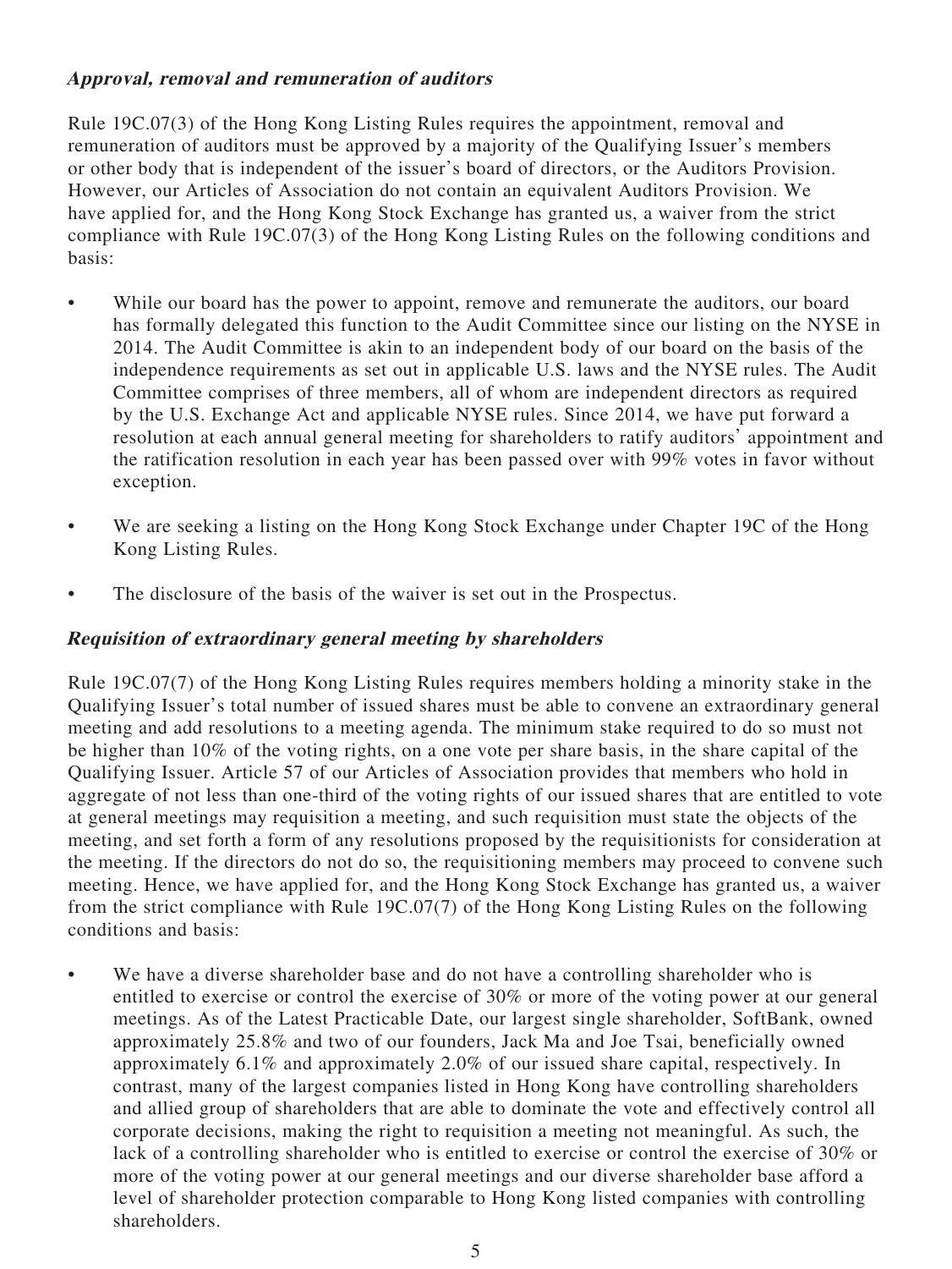***Approval, removal and remuneration of auditors***

Rule 19C.07(3) of the Hong Kong Listing Rules requires the appointment, removal and remuneration of auditors must be approved by a majority of the Qualifying Issuer's members or other body that is independent of the issuer's board of directors, or the Auditors Provision. However, our Articles of Association do not contain an equivalent Auditors Provision. We have applied for, and the Hong Kong Stock Exchange has granted us, a waiver from the strict compliance with Rule 19C.07(3) of the Hong Kong Listing Rules on the following conditions and basis:

- While our board has the power to appoint, remove and remunerate the auditors, our board has formally delegated this function to the Audit Committee since our listing on the NYSE in 2014. The Audit Committee is akin to an independent body of our board on the basis of the independence requirements as set out in applicable U.S. laws and the NYSE rules. The Audit Committee comprises of three members, all of whom are independent directors as required by the U.S. Exchange Act and applicable NYSE rules. Since 2014, we have put forward a resolution at each annual general meeting for shareholders to ratify auditors' appointment and the ratification resolution in each year has been passed over with 99% votes in favor without exception.
- We are seeking a listing on the Hong Kong Stock Exchange under Chapter 19C of the Hong Kong Listing Rules.
- The disclosure of the basis of the waiver is set out in the Prospectus.

***Requisition of extraordinary general meeting by shareholders***

Rule 19C.07(7) of the Hong Kong Listing Rules requires members holding a minority stake in the Qualifying Issuer's total number of issued shares must be able to convene an extraordinary general meeting and add resolutions to a meeting agenda. The minimum stake required to do so must not be higher than 10% of the voting rights, on a one vote per share basis, in the share capital of the Qualifying Issuer. Article 57 of our Articles of Association provides that members who hold in aggregate of not less than one-third of the voting rights of our issued shares that are entitled to vote at general meetings may requisition a meeting, and such requisition must state the objects of the meeting, and set forth a form of any resolutions proposed by the requisitionists for consideration at the meeting. If the directors do not do so, the requisitioning members may proceed to convene such meeting. Hence, we have applied for, and the Hong Kong Stock Exchange has granted us, a waiver from the strict compliance with Rule 19C.07(7) of the Hong Kong Listing Rules on the following conditions and basis:

- We have a diverse shareholder base and do not have a controlling shareholder who is entitled to exercise or control the exercise of 30% or more of the voting power at our general meetings. As of the Latest Practicable Date, our largest single shareholder, SoftBank, owned approximately 25.8% and two of our founders, Jack Ma and Joe Tsai, beneficially owned approximately 6.1% and approximately 2.0% of our issued share capital, respectively. In contrast, many of the largest companies listed in Hong Kong have controlling shareholders and allied group of shareholders that are able to dominate the vote and effectively control all corporate decisions, making the right to requisition a meeting not meaningful. As such, the lack of a controlling shareholder who is entitled to exercise or control the exercise of 30% or more of the voting power at our general meetings and our diverse shareholder base afford a level of shareholder protection comparable to Hong Kong listed companies with controlling shareholders.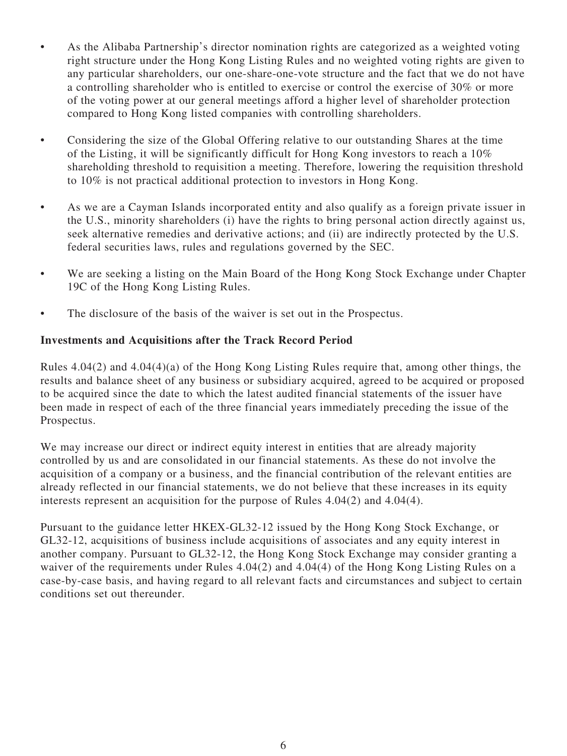- As the Alibaba Partnership's director nomination rights are categorized as a weighted voting right structure under the Hong Kong Listing Rules and no weighted voting rights are given to any particular shareholders, our one-share-one-vote structure and the fact that we do not have a controlling shareholder who is entitled to exercise or control the exercise of 30% or more of the voting power at our general meetings afford a higher level of shareholder protection compared to Hong Kong listed companies with controlling shareholders.

- Considering the size of the Global Offering relative to our outstanding Shares at the time of the Listing, it will be significantly difficult for Hong Kong investors to reach a 10% shareholding threshold to requisition a meeting. Therefore, lowering the requisition threshold to 10% is not practical additional protection to investors in Hong Kong.

- As we are a Cayman Islands incorporated entity and also qualify as a foreign private issuer in the U.S., minority shareholders (i) have the rights to bring personal action directly against us, seek alternative remedies and derivative actions; and (ii) are indirectly protected by the U.S. federal securities laws, rules and regulations governed by the SEC.

- We are seeking a listing on the Main Board of the Hong Kong Stock Exchange under Chapter 19C of the Hong Kong Listing Rules.

- The disclosure of the basis of the waiver is set out in the Prospectus.

**Investments and Acquisitions after the Track Record Period**

Rules 4.04(2) and 4.04(4)(a) of the Hong Kong Listing Rules require that, among other things, the results and balance sheet of any business or subsidiary acquired, agreed to be acquired or proposed to be acquired since the date to which the latest audited financial statements of the issuer have been made in respect of each of the three financial years immediately preceding the issue of the Prospectus.

We may increase our direct or indirect equity interest in entities that are already majority controlled by us and are consolidated in our financial statements. As these do not involve the acquisition of a company or a business, and the financial contribution of the relevant entities are already reflected in our financial statements, we do not believe that these increases in its equity interests represent an acquisition for the purpose of Rules 4.04(2) and 4.04(4).

Pursuant to the guidance letter HKEX-GL32-12 issued by the Hong Kong Stock Exchange, or GL32-12, acquisitions of business include acquisitions of associates and any equity interest in another company. Pursuant to GL32-12, the Hong Kong Stock Exchange may consider granting a waiver of the requirements under Rules 4.04(2) and 4.04(4) of the Hong Kong Listing Rules on a case-by-case basis, and having regard to all relevant facts and circumstances and subject to certain conditions set out thereunder.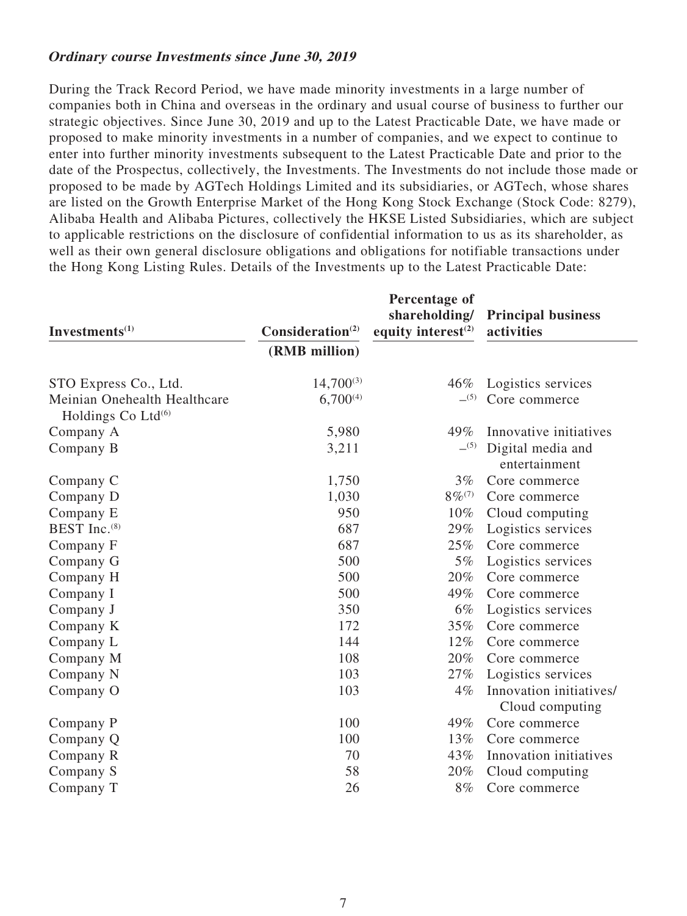***Ordinary course Investments since June 30, 2019***

During the Track Record Period, we have made minority investments in a large number of companies both in China and overseas in the ordinary and usual course of business to further our strategic objectives. Since June 30, 2019 and up to the Latest Practicable Date, we have made or proposed to make minority investments in a number of companies, and we expect to continue to enter into further minority investments subsequent to the Latest Practicable Date and prior to the date of the Prospectus, collectively, the Investments. The Investments do not include those made or proposed to be made by AGTech Holdings Limited and its subsidiaries, or AGTech, whose shares are listed on the Growth Enterprise Market of the Hong Kong Stock Exchange (Stock Code: 8279), Alibaba Health and Alibaba Pictures, collectively the HKSE Listed Subsidiaries, which are subject to applicable restrictions on the disclosure of confidential information to us as its shareholder, as well as their own general disclosure obligations and obligations for notifiable transactions under the Hong Kong Listing Rules. Details of the Investments up to the Latest Practicable Date:

| Investments[1] | Consideration[2] | Percentage of shareholding/ equity interest[2] | Principal business activities |
|---|---|---|---|
| | (RMB million) | | |
| STO Express Co., Ltd. | 14,700[3] | 46% | Logistics services |
| Meinian Onehealth Healthcare Holdings Co Ltd[6] | 6,700[4] | –[5] | Core commerce |
| Company A | 5,980 | 49% | Innovative initiatives |
| Company B | 3,211 | –[5] | Digital media and entertainment |
| Company C | 1,750 | 3% | Core commerce |
| Company D | 1,030 | 8%[7] | Core commerce |
| Company E | 950 | 10% | Cloud computing |
| BEST Inc.[8] | 687 | 29% | Logistics services |
| Company F | 687 | 25% | Core commerce |
| Company G | 500 | 5% | Logistics services |
| Company H | 500 | 20% | Core commerce |
| Company I | 500 | 49% | Core commerce |
| Company J | 350 | 6% | Logistics services |
| Company K | 172 | 35% | Core commerce |
| Company L | 144 | 12% | Core commerce |
| Company M | 108 | 20% | Core commerce |
| Company N | 103 | 27% | Logistics services |
| Company O | 103 | 4% | Innovation initiatives/ Cloud computing |
| Company P | 100 | 49% | Core commerce |
| Company Q | 100 | 13% | Core commerce |
| Company R | 70 | 43% | Innovation initiatives |
| Company S | 58 | 20% | Cloud computing |
| Company T | 26 | 8% | Core commerce |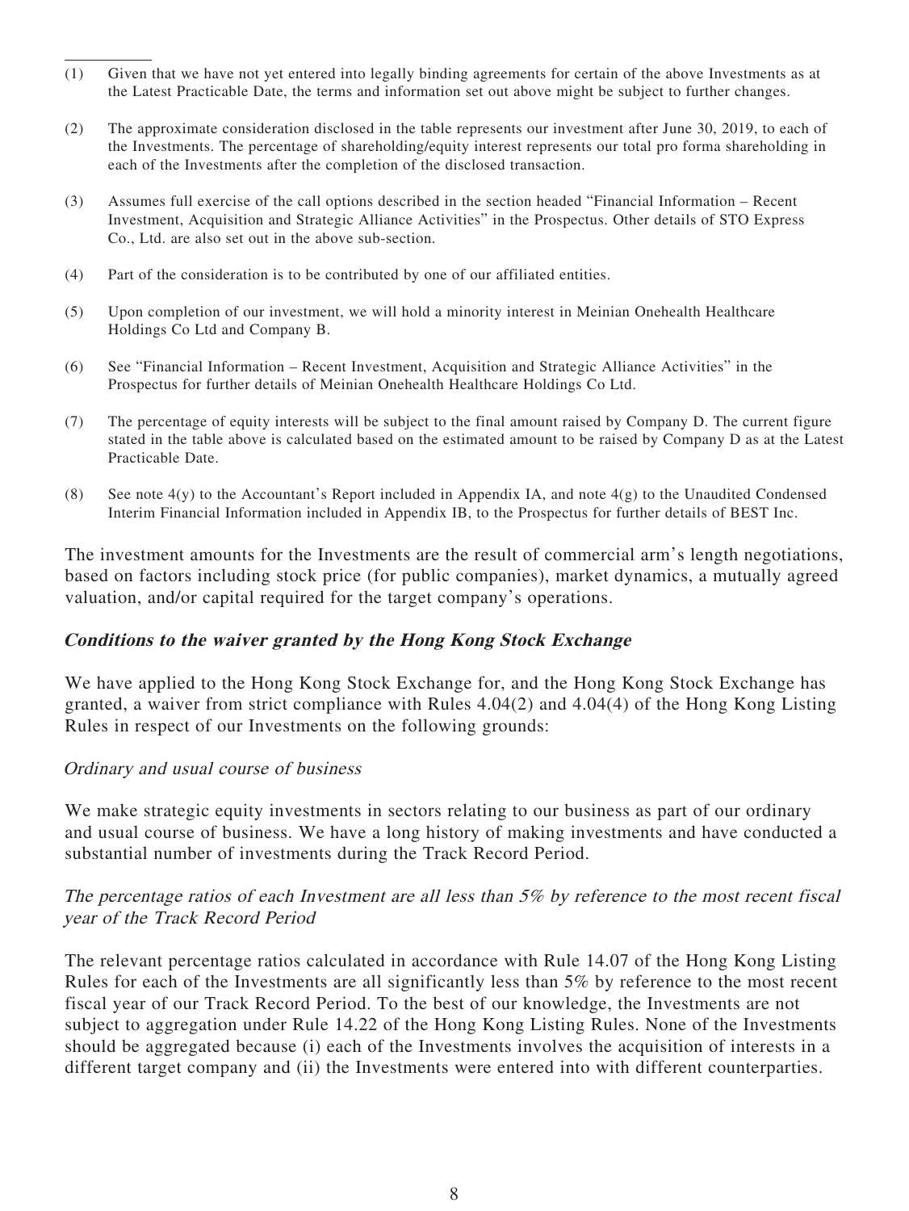(1) Given that we have not yet entered into legally binding agreements for certain of the above Investments as at the Latest Practicable Date, the terms and information set out above might be subject to further changes.

(2) The approximate consideration disclosed in the table represents our investment after June 30, 2019, to each of the Investments. The percentage of shareholding/equity interest represents our total pro forma shareholding in each of the Investments after the completion of the disclosed transaction.

(3) Assumes full exercise of the call options described in the section headed "Financial Information – Recent Investment, Acquisition and Strategic Alliance Activities" in the Prospectus. Other details of STO Express Co., Ltd. are also set out in the above sub-section.

(4) Part of the consideration is to be contributed by one of our affiliated entities.

(5) Upon completion of our investment, we will hold a minority interest in Meinian Onehealth Healthcare Holdings Co Ltd and Company B.

(6) See "Financial Information – Recent Investment, Acquisition and Strategic Alliance Activities" in the Prospectus for further details of Meinian Onehealth Healthcare Holdings Co Ltd.

(7) The percentage of equity interests will be subject to the final amount raised by Company D. The current figure stated in the table above is calculated based on the estimated amount to be raised by Company D as at the Latest Practicable Date.

(8) See note 4(y) to the Accountant's Report included in Appendix IA, and note 4(g) to the Unaudited Condensed Interim Financial Information included in Appendix IB, to the Prospectus for further details of BEST Inc.

The investment amounts for the Investments are the result of commercial arm's length negotiations, based on factors including stock price (for public companies), market dynamics, a mutually agreed valuation, and/or capital required for the target company's operations.

***Conditions to the waiver granted by the Hong Kong Stock Exchange***

We have applied to the Hong Kong Stock Exchange for, and the Hong Kong Stock Exchange has granted, a waiver from strict compliance with Rules 4.04(2) and 4.04(4) of the Hong Kong Listing Rules in respect of our Investments on the following grounds:

*Ordinary and usual course of business*

We make strategic equity investments in sectors relating to our business as part of our ordinary and usual course of business. We have a long history of making investments and have conducted a substantial number of investments during the Track Record Period.

*The percentage ratios of each Investment are all less than 5% by reference to the most recent fiscal year of the Track Record Period*

The relevant percentage ratios calculated in accordance with Rule 14.07 of the Hong Kong Listing Rules for each of the Investments are all significantly less than 5% by reference to the most recent fiscal year of our Track Record Period. To the best of our knowledge, the Investments are not subject to aggregation under Rule 14.22 of the Hong Kong Listing Rules. None of the Investments should be aggregated because (i) each of the Investments involves the acquisition of interests in a different target company and (ii) the Investments were entered into with different counterparties.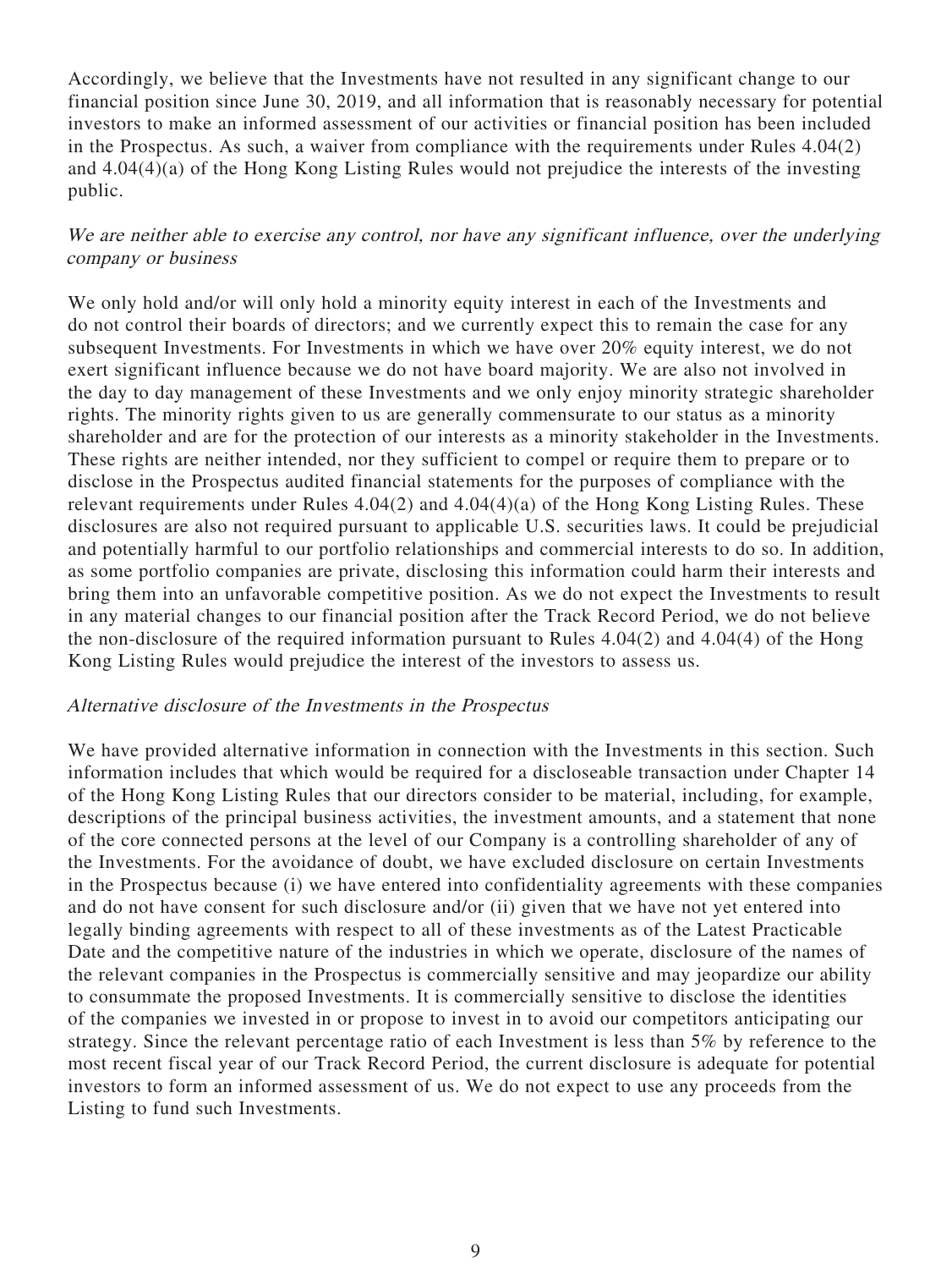Accordingly, we believe that the Investments have not resulted in any significant change to our financial position since June 30, 2019, and all information that is reasonably necessary for potential investors to make an informed assessment of our activities or financial position has been included in the Prospectus. As such, a waiver from compliance with the requirements under Rules 4.04(2) and 4.04(4)(a) of the Hong Kong Listing Rules would not prejudice the interests of the investing public.

*We are neither able to exercise any control, nor have any significant influence, over the underlying company or business*

We only hold and/or will only hold a minority equity interest in each of the Investments and do not control their boards of directors; and we currently expect this to remain the case for any subsequent Investments. For Investments in which we have over 20% equity interest, we do not exert significant influence because we do not have board majority. We are also not involved in the day to day management of these Investments and we only enjoy minority strategic shareholder rights. The minority rights given to us are generally commensurate to our status as a minority shareholder and are for the protection of our interests as a minority stakeholder in the Investments. These rights are neither intended, nor they sufficient to compel or require them to prepare or to disclose in the Prospectus audited financial statements for the purposes of compliance with the relevant requirements under Rules 4.04(2) and 4.04(4)(a) of the Hong Kong Listing Rules. These disclosures are also not required pursuant to applicable U.S. securities laws. It could be prejudicial and potentially harmful to our portfolio relationships and commercial interests to do so. In addition, as some portfolio companies are private, disclosing this information could harm their interests and bring them into an unfavorable competitive position. As we do not expect the Investments to result in any material changes to our financial position after the Track Record Period, we do not believe the non-disclosure of the required information pursuant to Rules 4.04(2) and 4.04(4) of the Hong Kong Listing Rules would prejudice the interest of the investors to assess us.

*Alternative disclosure of the Investments in the Prospectus*

We have provided alternative information in connection with the Investments in this section. Such information includes that which would be required for a discloseable transaction under Chapter 14 of the Hong Kong Listing Rules that our directors consider to be material, including, for example, descriptions of the principal business activities, the investment amounts, and a statement that none of the core connected persons at the level of our Company is a controlling shareholder of any of the Investments. For the avoidance of doubt, we have excluded disclosure on certain Investments in the Prospectus because (i) we have entered into confidentiality agreements with these companies and do not have consent for such disclosure and/or (ii) given that we have not yet entered into legally binding agreements with respect to all of these investments as of the Latest Practicable Date and the competitive nature of the industries in which we operate, disclosure of the names of the relevant companies in the Prospectus is commercially sensitive and may jeopardize our ability to consummate the proposed Investments. It is commercially sensitive to disclose the identities of the companies we invested in or propose to invest in to avoid our competitors anticipating our strategy. Since the relevant percentage ratio of each Investment is less than 5% by reference to the most recent fiscal year of our Track Record Period, the current disclosure is adequate for potential investors to form an informed assessment of us. We do not expect to use any proceeds from the Listing to fund such Investments.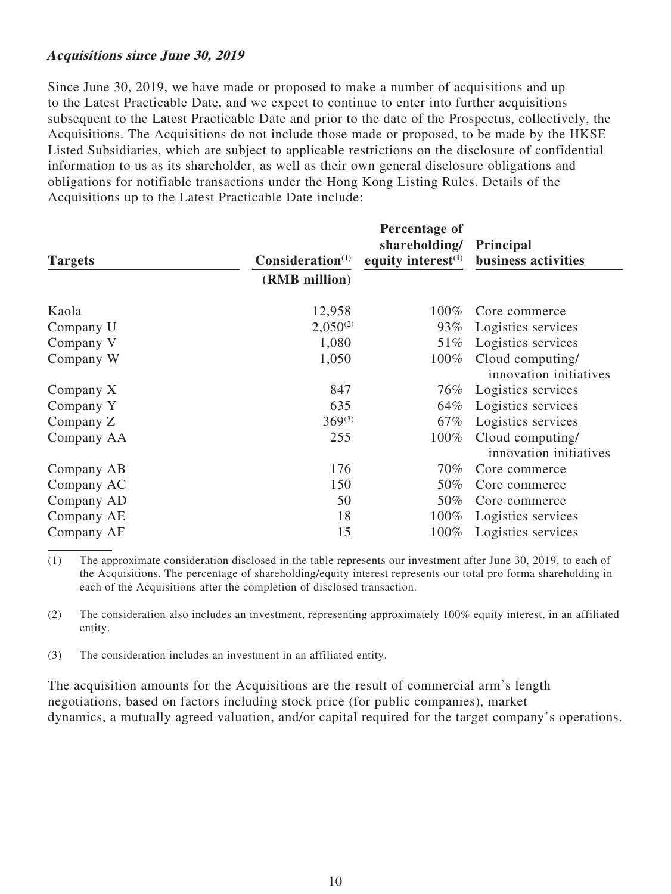***Acquisitions since June 30, 2019***

Since June 30, 2019, we have made or proposed to make a number of acquisitions and up to the Latest Practicable Date, and we expect to continue to enter into further acquisitions subsequent to the Latest Practicable Date and prior to the date of the Prospectus, collectively, the Acquisitions. The Acquisitions do not include those made or proposed, to be made by the HKSE Listed Subsidiaries, which are subject to applicable restrictions on the disclosure of confidential information to us as its shareholder, as well as their own general disclosure obligations and obligations for notifiable transactions under the Hong Kong Listing Rules. Details of the Acquisitions up to the Latest Practicable Date include:

| Targets | Consideration[(1)] (RMB million) | Percentage of shareholding/ equity interest[(1)] | Principal business activities |
|---|---|---|---|
| Kaola | 12,958 | 100% | Core commerce |
| Company U | 2,050[(2)] | 93% | Logistics services |
| Company V | 1,080 | 51% | Logistics services |
| Company W | 1,050 | 100% | Cloud computing/ innovation initiatives |
| Company X | 847 | 76% | Logistics services |
| Company Y | 635 | 64% | Logistics services |
| Company Z | 369[(3)] | 67% | Logistics services |
| Company AA | 255 | 100% | Cloud computing/ innovation initiatives |
| Company AB | 176 | 70% | Core commerce |
| Company AC | 150 | 50% | Core commerce |
| Company AD | 50 | 50% | Core commerce |
| Company AE | 18 | 100% | Logistics services |
| Company AF | 15 | 100% | Logistics services |

(1) The approximate consideration disclosed in the table represents our investment after June 30, 2019, to each of the Acquisitions. The percentage of shareholding/equity interest represents our total pro forma shareholding in each of the Acquisitions after the completion of disclosed transaction.

(2) The consideration also includes an investment, representing approximately 100% equity interest, in an affiliated entity.

(3) The consideration includes an investment in an affiliated entity.

The acquisition amounts for the Acquisitions are the result of commercial arm's length negotiations, based on factors including stock price (for public companies), market dynamics, a mutually agreed valuation, and/or capital required for the target company's operations.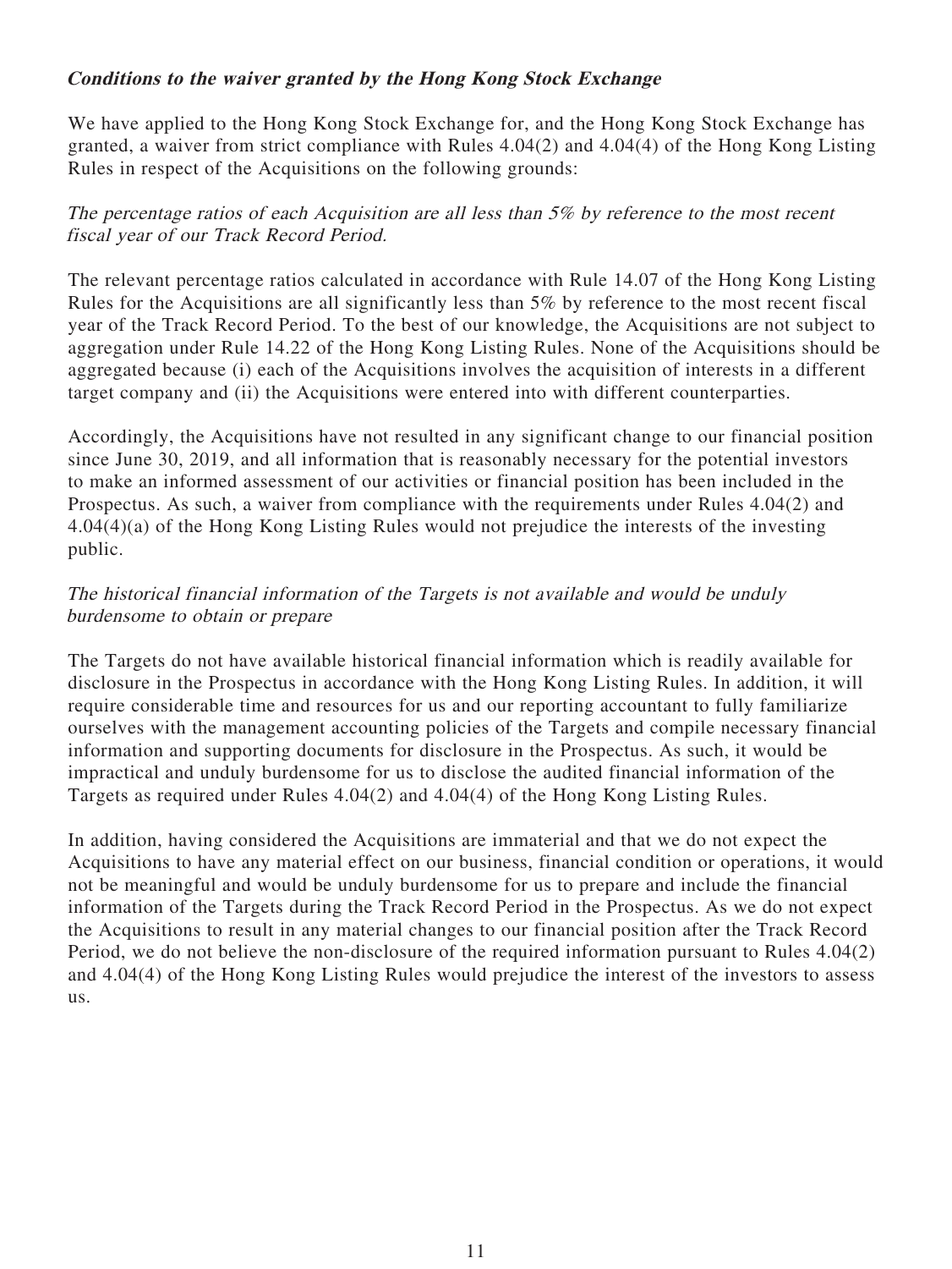***Conditions to the waiver granted by the Hong Kong Stock Exchange***

We have applied to the Hong Kong Stock Exchange for, and the Hong Kong Stock Exchange has granted, a waiver from strict compliance with Rules 4.04(2) and 4.04(4) of the Hong Kong Listing Rules in respect of the Acquisitions on the following grounds:

*The percentage ratios of each Acquisition are all less than 5% by reference to the most recent fiscal year of our Track Record Period.*

The relevant percentage ratios calculated in accordance with Rule 14.07 of the Hong Kong Listing Rules for the Acquisitions are all significantly less than 5% by reference to the most recent fiscal year of the Track Record Period. To the best of our knowledge, the Acquisitions are not subject to aggregation under Rule 14.22 of the Hong Kong Listing Rules. None of the Acquisitions should be aggregated because (i) each of the Acquisitions involves the acquisition of interests in a different target company and (ii) the Acquisitions were entered into with different counterparties.

Accordingly, the Acquisitions have not resulted in any significant change to our financial position since June 30, 2019, and all information that is reasonably necessary for the potential investors to make an informed assessment of our activities or financial position has been included in the Prospectus. As such, a waiver from compliance with the requirements under Rules 4.04(2) and 4.04(4)(a) of the Hong Kong Listing Rules would not prejudice the interests of the investing public.

*The historical financial information of the Targets is not available and would be unduly burdensome to obtain or prepare*

The Targets do not have available historical financial information which is readily available for disclosure in the Prospectus in accordance with the Hong Kong Listing Rules. In addition, it will require considerable time and resources for us and our reporting accountant to fully familiarize ourselves with the management accounting policies of the Targets and compile necessary financial information and supporting documents for disclosure in the Prospectus. As such, it would be impractical and unduly burdensome for us to disclose the audited financial information of the Targets as required under Rules 4.04(2) and 4.04(4) of the Hong Kong Listing Rules.

In addition, having considered the Acquisitions are immaterial and that we do not expect the Acquisitions to have any material effect on our business, financial condition or operations, it would not be meaningful and would be unduly burdensome for us to prepare and include the financial information of the Targets during the Track Record Period in the Prospectus. As we do not expect the Acquisitions to result in any material changes to our financial position after the Track Record Period, we do not believe the non-disclosure of the required information pursuant to Rules 4.04(2) and 4.04(4) of the Hong Kong Listing Rules would prejudice the interest of the investors to assess us.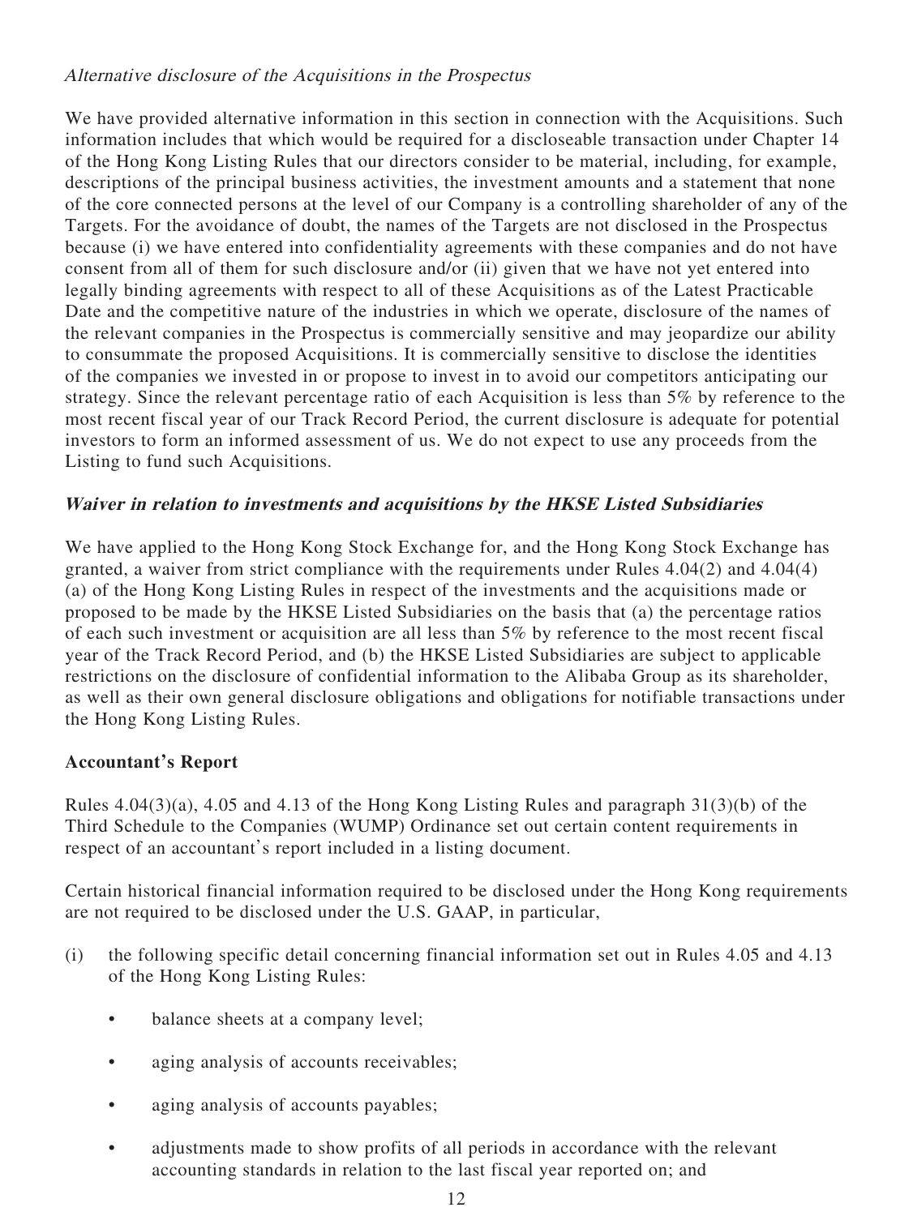*Alternative disclosure of the Acquisitions in the Prospectus*

We have provided alternative information in this section in connection with the Acquisitions. Such information includes that which would be required for a discloseable transaction under Chapter 14 of the Hong Kong Listing Rules that our directors consider to be material, including, for example, descriptions of the principal business activities, the investment amounts and a statement that none of the core connected persons at the level of our Company is a controlling shareholder of any of the Targets. For the avoidance of doubt, the names of the Targets are not disclosed in the Prospectus because (i) we have entered into confidentiality agreements with these companies and do not have consent from all of them for such disclosure and/or (ii) given that we have not yet entered into legally binding agreements with respect to all of these Acquisitions as of the Latest Practicable Date and the competitive nature of the industries in which we operate, disclosure of the names of the relevant companies in the Prospectus is commercially sensitive and may jeopardize our ability to consummate the proposed Acquisitions. It is commercially sensitive to disclose the identities of the companies we invested in or propose to invest in to avoid our competitors anticipating our strategy. Since the relevant percentage ratio of each Acquisition is less than 5% by reference to the most recent fiscal year of our Track Record Period, the current disclosure is adequate for potential investors to form an informed assessment of us. We do not expect to use any proceeds from the Listing to fund such Acquisitions.

***Waiver in relation to investments and acquisitions by the HKSE Listed Subsidiaries***

We have applied to the Hong Kong Stock Exchange for, and the Hong Kong Stock Exchange has granted, a waiver from strict compliance with the requirements under Rules 4.04(2) and 4.04(4)(a) of the Hong Kong Listing Rules in respect of the investments and the acquisitions made or proposed to be made by the HKSE Listed Subsidiaries on the basis that (a) the percentage ratios of each such investment or acquisition are all less than 5% by reference to the most recent fiscal year of the Track Record Period, and (b) the HKSE Listed Subsidiaries are subject to applicable restrictions on the disclosure of confidential information to the Alibaba Group as its shareholder, as well as their own general disclosure obligations and obligations for notifiable transactions under the Hong Kong Listing Rules.

**Accountant's Report**

Rules 4.04(3)(a), 4.05 and 4.13 of the Hong Kong Listing Rules and paragraph 31(3)(b) of the Third Schedule to the Companies (WUMP) Ordinance set out certain content requirements in respect of an accountant's report included in a listing document.

Certain historical financial information required to be disclosed under the Hong Kong requirements are not required to be disclosed under the U.S. GAAP, in particular,

(i) the following specific detail concerning financial information set out in Rules 4.05 and 4.13 of the Hong Kong Listing Rules:

- balance sheets at a company level;
- aging analysis of accounts receivables;
- aging analysis of accounts payables;
- adjustments made to show profits of all periods in accordance with the relevant accounting standards in relation to the last fiscal year reported on; and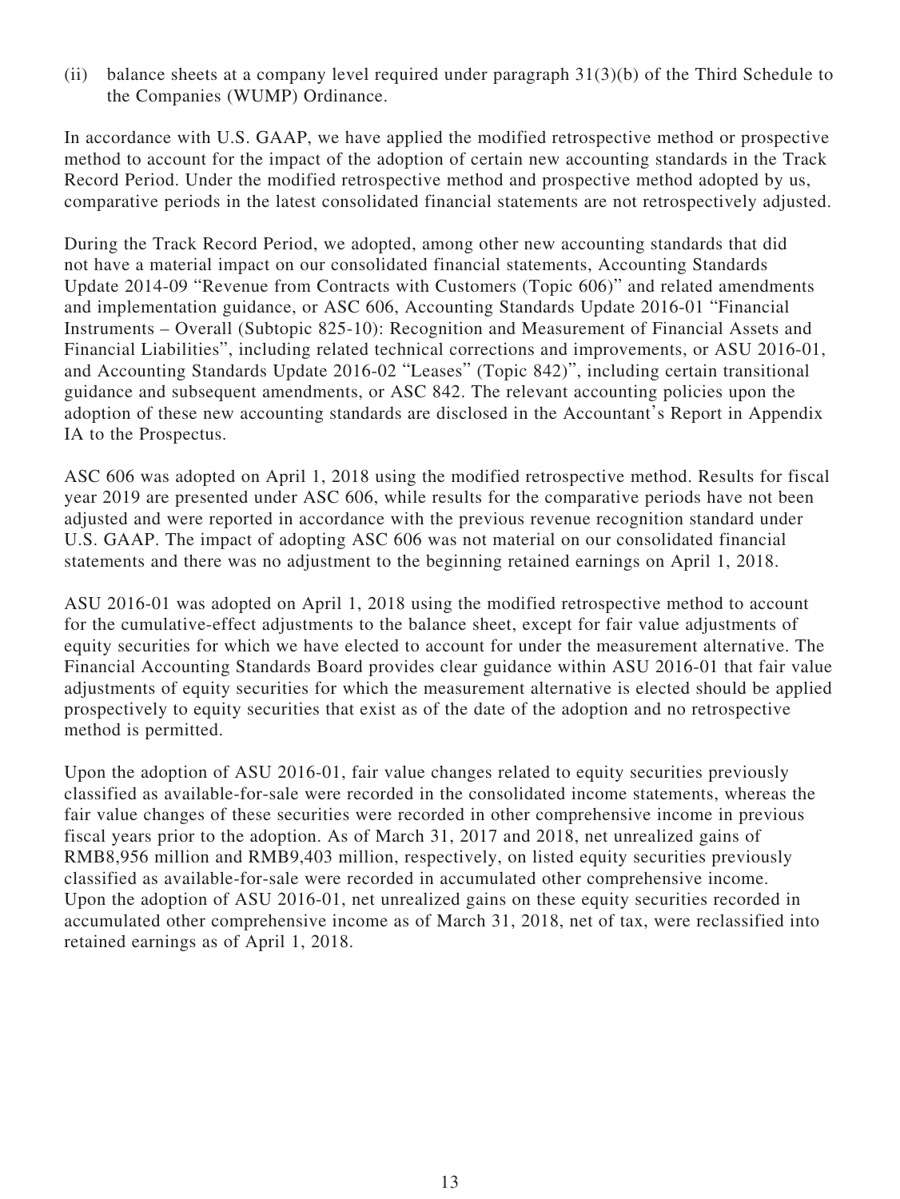(ii) balance sheets at a company level required under paragraph 31(3)(b) of the Third Schedule to the Companies (WUMP) Ordinance.

In accordance with U.S. GAAP, we have applied the modified retrospective method or prospective method to account for the impact of the adoption of certain new accounting standards in the Track Record Period. Under the modified retrospective method and prospective method adopted by us, comparative periods in the latest consolidated financial statements are not retrospectively adjusted.

During the Track Record Period, we adopted, among other new accounting standards that did not have a material impact on our consolidated financial statements, Accounting Standards Update 2014-09 "Revenue from Contracts with Customers (Topic 606)" and related amendments and implementation guidance, or ASC 606, Accounting Standards Update 2016-01 "Financial Instruments – Overall (Subtopic 825-10): Recognition and Measurement of Financial Assets and Financial Liabilities", including related technical corrections and improvements, or ASU 2016-01, and Accounting Standards Update 2016-02 "Leases" (Topic 842)", including certain transitional guidance and subsequent amendments, or ASC 842. The relevant accounting policies upon the adoption of these new accounting standards are disclosed in the Accountant's Report in Appendix IA to the Prospectus.

ASC 606 was adopted on April 1, 2018 using the modified retrospective method. Results for fiscal year 2019 are presented under ASC 606, while results for the comparative periods have not been adjusted and were reported in accordance with the previous revenue recognition standard under U.S. GAAP. The impact of adopting ASC 606 was not material on our consolidated financial statements and there was no adjustment to the beginning retained earnings on April 1, 2018.

ASU 2016-01 was adopted on April 1, 2018 using the modified retrospective method to account for the cumulative-effect adjustments to the balance sheet, except for fair value adjustments of equity securities for which we have elected to account for under the measurement alternative. The Financial Accounting Standards Board provides clear guidance within ASU 2016-01 that fair value adjustments of equity securities for which the measurement alternative is elected should be applied prospectively to equity securities that exist as of the date of the adoption and no retrospective method is permitted.

Upon the adoption of ASU 2016-01, fair value changes related to equity securities previously classified as available-for-sale were recorded in the consolidated income statements, whereas the fair value changes of these securities were recorded in other comprehensive income in previous fiscal years prior to the adoption. As of March 31, 2017 and 2018, net unrealized gains of RMB8,956 million and RMB9,403 million, respectively, on listed equity securities previously classified as available-for-sale were recorded in accumulated other comprehensive income. Upon the adoption of ASU 2016-01, net unrealized gains on these equity securities recorded in accumulated other comprehensive income as of March 31, 2018, net of tax, were reclassified into retained earnings as of April 1, 2018.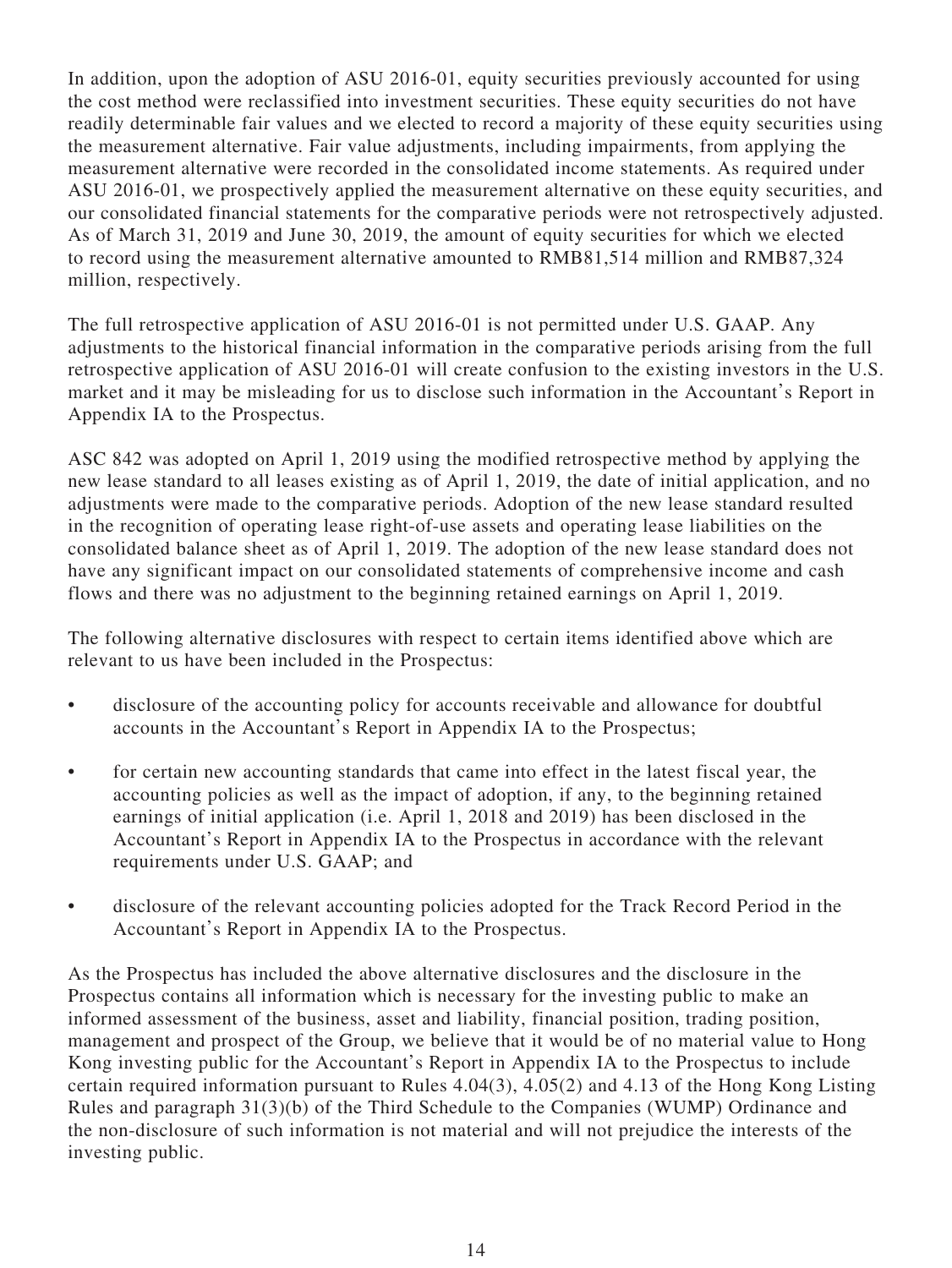In addition, upon the adoption of ASU 2016-01, equity securities previously accounted for using the cost method were reclassified into investment securities. These equity securities do not have readily determinable fair values and we elected to record a majority of these equity securities using the measurement alternative. Fair value adjustments, including impairments, from applying the measurement alternative were recorded in the consolidated income statements. As required under ASU 2016-01, we prospectively applied the measurement alternative on these equity securities, and our consolidated financial statements for the comparative periods were not retrospectively adjusted. As of March 31, 2019 and June 30, 2019, the amount of equity securities for which we elected to record using the measurement alternative amounted to RMB81,514 million and RMB87,324 million, respectively.

The full retrospective application of ASU 2016-01 is not permitted under U.S. GAAP. Any adjustments to the historical financial information in the comparative periods arising from the full retrospective application of ASU 2016-01 will create confusion to the existing investors in the U.S. market and it may be misleading for us to disclose such information in the Accountant's Report in Appendix IA to the Prospectus.

ASC 842 was adopted on April 1, 2019 using the modified retrospective method by applying the new lease standard to all leases existing as of April 1, 2019, the date of initial application, and no adjustments were made to the comparative periods. Adoption of the new lease standard resulted in the recognition of operating lease right-of-use assets and operating lease liabilities on the consolidated balance sheet as of April 1, 2019. The adoption of the new lease standard does not have any significant impact on our consolidated statements of comprehensive income and cash flows and there was no adjustment to the beginning retained earnings on April 1, 2019.

The following alternative disclosures with respect to certain items identified above which are relevant to us have been included in the Prospectus:

- disclosure of the accounting policy for accounts receivable and allowance for doubtful accounts in the Accountant's Report in Appendix IA to the Prospectus;
- for certain new accounting standards that came into effect in the latest fiscal year, the accounting policies as well as the impact of adoption, if any, to the beginning retained earnings of initial application (i.e. April 1, 2018 and 2019) has been disclosed in the Accountant's Report in Appendix IA to the Prospectus in accordance with the relevant requirements under U.S. GAAP; and
- disclosure of the relevant accounting policies adopted for the Track Record Period in the Accountant's Report in Appendix IA to the Prospectus.

As the Prospectus has included the above alternative disclosures and the disclosure in the Prospectus contains all information which is necessary for the investing public to make an informed assessment of the business, asset and liability, financial position, trading position, management and prospect of the Group, we believe that it would be of no material value to Hong Kong investing public for the Accountant's Report in Appendix IA to the Prospectus to include certain required information pursuant to Rules 4.04(3), 4.05(2) and 4.13 of the Hong Kong Listing Rules and paragraph 31(3)(b) of the Third Schedule to the Companies (WUMP) Ordinance and the non-disclosure of such information is not material and will not prejudice the interests of the investing public.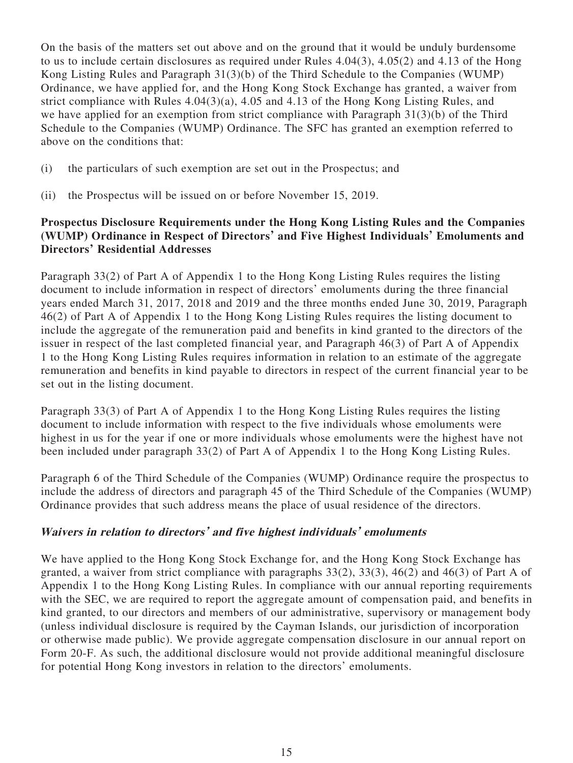On the basis of the matters set out above and on the ground that it would be unduly burdensome to us to include certain disclosures as required under Rules 4.04(3), 4.05(2) and 4.13 of the Hong Kong Listing Rules and Paragraph 31(3)(b) of the Third Schedule to the Companies (WUMP) Ordinance, we have applied for, and the Hong Kong Stock Exchange has granted, a waiver from strict compliance with Rules 4.04(3)(a), 4.05 and 4.13 of the Hong Kong Listing Rules, and we have applied for an exemption from strict compliance with Paragraph 31(3)(b) of the Third Schedule to the Companies (WUMP) Ordinance. The SFC has granted an exemption referred to above on the conditions that:

(i) the particulars of such exemption are set out in the Prospectus; and

(ii) the Prospectus will be issued on or before November 15, 2019.

### Prospectus Disclosure Requirements under the Hong Kong Listing Rules and the Companies (WUMP) Ordinance in Respect of Directors' and Five Highest Individuals' Emoluments and Directors' Residential Addresses

Paragraph 33(2) of Part A of Appendix 1 to the Hong Kong Listing Rules requires the listing document to include information in respect of directors' emoluments during the three financial years ended March 31, 2017, 2018 and 2019 and the three months ended June 30, 2019, Paragraph 46(2) of Part A of Appendix 1 to the Hong Kong Listing Rules requires the listing document to include the aggregate of the remuneration paid and benefits in kind granted to the directors of the issuer in respect of the last completed financial year, and Paragraph 46(3) of Part A of Appendix 1 to the Hong Kong Listing Rules requires information in relation to an estimate of the aggregate remuneration and benefits in kind payable to directors in respect of the current financial year to be set out in the listing document.

Paragraph 33(3) of Part A of Appendix 1 to the Hong Kong Listing Rules requires the listing document to include information with respect to the five individuals whose emoluments were highest in us for the year if one or more individuals whose emoluments were the highest have not been included under paragraph 33(2) of Part A of Appendix 1 to the Hong Kong Listing Rules.

Paragraph 6 of the Third Schedule of the Companies (WUMP) Ordinance require the prospectus to include the address of directors and paragraph 45 of the Third Schedule of the Companies (WUMP) Ordinance provides that such address means the place of usual residence of the directors.

#### *Waivers in relation to directors' and five highest individuals' emoluments*

We have applied to the Hong Kong Stock Exchange for, and the Hong Kong Stock Exchange has granted, a waiver from strict compliance with paragraphs 33(2), 33(3), 46(2) and 46(3) of Part A of Appendix 1 to the Hong Kong Listing Rules. In compliance with our annual reporting requirements with the SEC, we are required to report the aggregate amount of compensation paid, and benefits in kind granted, to our directors and members of our administrative, supervisory or management body (unless individual disclosure is required by the Cayman Islands, our jurisdiction of incorporation or otherwise made public). We provide aggregate compensation disclosure in our annual report on Form 20-F. As such, the additional disclosure would not provide additional meaningful disclosure for potential Hong Kong investors in relation to the directors' emoluments.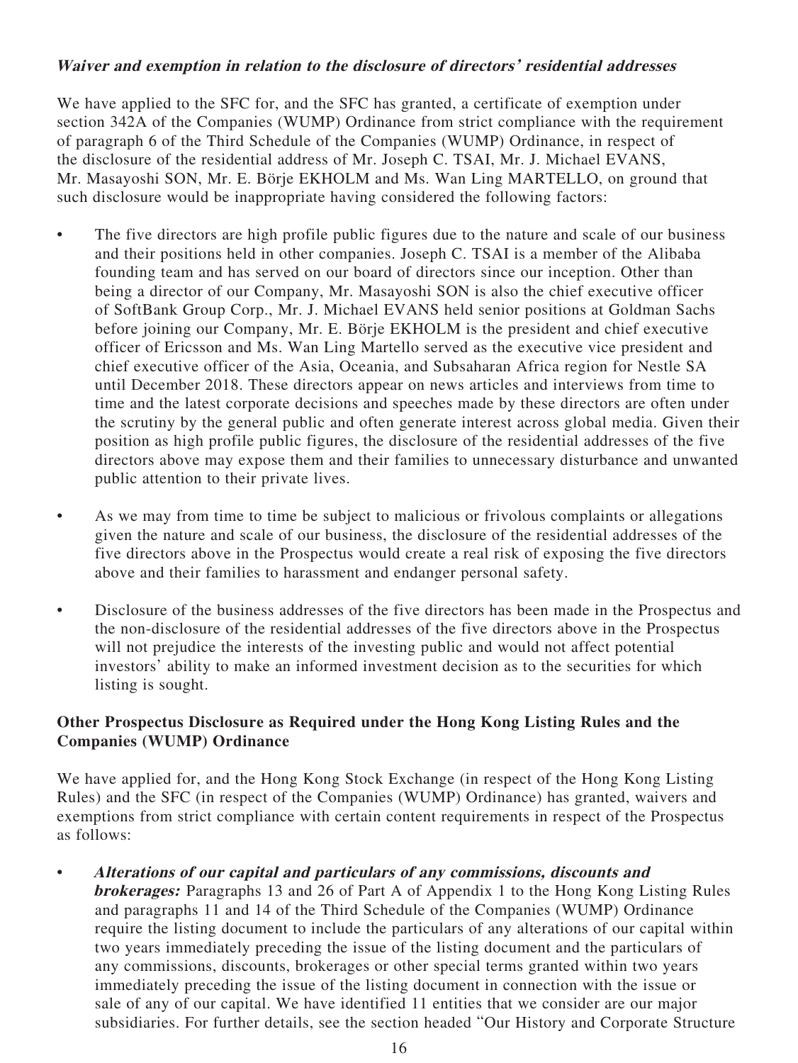***Waiver and exemption in relation to the disclosure of directors' residential addresses***

We have applied to the SFC for, and the SFC has granted, a certificate of exemption under section 342A of the Companies (WUMP) Ordinance from strict compliance with the requirement of paragraph 6 of the Third Schedule of the Companies (WUMP) Ordinance, in respect of the disclosure of the residential address of Mr. Joseph C. TSAI, Mr. J. Michael EVANS, Mr. Masayoshi SON, Mr. E. Börje EKHOLM and Ms. Wan Ling MARTELLO, on ground that such disclosure would be inappropriate having considered the following factors:

- The five directors are high profile public figures due to the nature and scale of our business and their positions held in other companies. Joseph C. TSAI is a member of the Alibaba founding team and has served on our board of directors since our inception. Other than being a director of our Company, Mr. Masayoshi SON is also the chief executive officer of SoftBank Group Corp., Mr. J. Michael EVANS held senior positions at Goldman Sachs before joining our Company, Mr. E. Börje EKHOLM is the president and chief executive officer of Ericsson and Ms. Wan Ling Martello served as the executive vice president and chief executive officer of the Asia, Oceania, and Subsaharan Africa region for Nestle SA until December 2018. These directors appear on news articles and interviews from time to time and the latest corporate decisions and speeches made by these directors are often under the scrutiny by the general public and often generate interest across global media. Given their position as high profile public figures, the disclosure of the residential addresses of the five directors above may expose them and their families to unnecessary disturbance and unwanted public attention to their private lives.

- As we may from time to time be subject to malicious or frivolous complaints or allegations given the nature and scale of our business, the disclosure of the residential addresses of the five directors above in the Prospectus would create a real risk of exposing the five directors above and their families to harassment and endanger personal safety.

- Disclosure of the business addresses of the five directors has been made in the Prospectus and the non-disclosure of the residential addresses of the five directors above in the Prospectus will not prejudice the interests of the investing public and would not affect potential investors' ability to make an informed investment decision as to the securities for which listing is sought.

**Other Prospectus Disclosure as Required under the Hong Kong Listing Rules and the Companies (WUMP) Ordinance**

We have applied for, and the Hong Kong Stock Exchange (in respect of the Hong Kong Listing Rules) and the SFC (in respect of the Companies (WUMP) Ordinance) has granted, waivers and exemptions from strict compliance with certain content requirements in respect of the Prospectus as follows:

- ***Alterations of our capital and particulars of any commissions, discounts and brokerages:*** Paragraphs 13 and 26 of Part A of Appendix 1 to the Hong Kong Listing Rules and paragraphs 11 and 14 of the Third Schedule of the Companies (WUMP) Ordinance require the listing document to include the particulars of any alterations of our capital within two years immediately preceding the issue of the listing document and the particulars of any commissions, discounts, brokerages or other special terms granted within two years immediately preceding the issue of the listing document in connection with the issue or sale of any of our capital. We have identified 11 entities that we consider are our major subsidiaries. For further details, see the section headed "Our History and Corporate Structure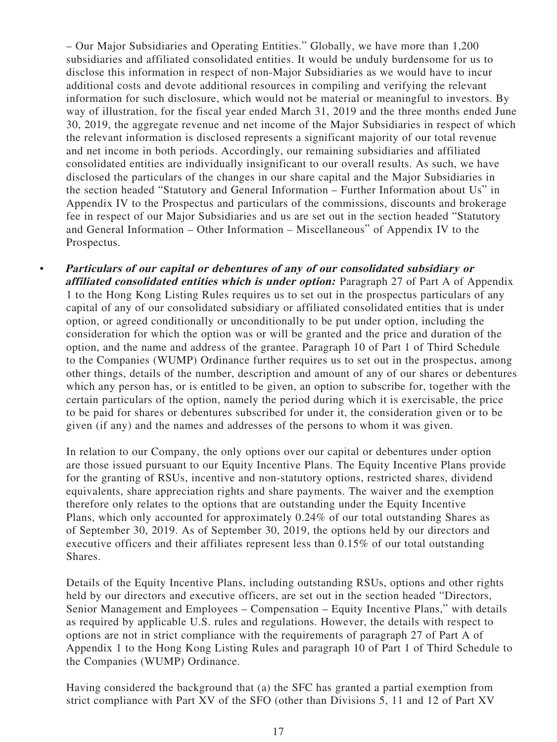– Our Major Subsidiaries and Operating Entities." Globally, we have more than 1,200 subsidiaries and affiliated consolidated entities. It would be unduly burdensome for us to disclose this information in respect of non-Major Subsidiaries as we would have to incur additional costs and devote additional resources in compiling and verifying the relevant information for such disclosure, which would not be material or meaningful to investors. By way of illustration, for the fiscal year ended March 31, 2019 and the three months ended June 30, 2019, the aggregate revenue and net income of the Major Subsidiaries in respect of which the relevant information is disclosed represents a significant majority of our total revenue and net income in both periods. Accordingly, our remaining subsidiaries and affiliated consolidated entities are individually insignificant to our overall results. As such, we have disclosed the particulars of the changes in our share capital and the Major Subsidiaries in the section headed "Statutory and General Information – Further Information about Us" in Appendix IV to the Prospectus and particulars of the commissions, discounts and brokerage fee in respect of our Major Subsidiaries and us are set out in the section headed "Statutory and General Information – Other Information – Miscellaneous" of Appendix IV to the Prospectus.

- ***Particulars of our capital or debentures of any of our consolidated subsidiary or affiliated consolidated entities which is under option:*** Paragraph 27 of Part A of Appendix 1 to the Hong Kong Listing Rules requires us to set out in the prospectus particulars of any capital of any of our consolidated subsidiary or affiliated consolidated entities that is under option, or agreed conditionally or unconditionally to be put under option, including the consideration for which the option was or will be granted and the price and duration of the option, and the name and address of the grantee. Paragraph 10 of Part 1 of Third Schedule to the Companies (WUMP) Ordinance further requires us to set out in the prospectus, among other things, details of the number, description and amount of any of our shares or debentures which any person has, or is entitled to be given, an option to subscribe for, together with the certain particulars of the option, namely the period during which it is exercisable, the price to be paid for shares or debentures subscribed for under it, the consideration given or to be given (if any) and the names and addresses of the persons to whom it was given.

  In relation to our Company, the only options over our capital or debentures under option are those issued pursuant to our Equity Incentive Plans. The Equity Incentive Plans provide for the granting of RSUs, incentive and non-statutory options, restricted shares, dividend equivalents, share appreciation rights and share payments. The waiver and the exemption therefore only relates to the options that are outstanding under the Equity Incentive Plans, which only accounted for approximately 0.24% of our total outstanding Shares as of September 30, 2019. As of September 30, 2019, the options held by our directors and executive officers and their affiliates represent less than 0.15% of our total outstanding Shares.

  Details of the Equity Incentive Plans, including outstanding RSUs, options and other rights held by our directors and executive officers, are set out in the section headed "Directors, Senior Management and Employees – Compensation – Equity Incentive Plans," with details as required by applicable U.S. rules and regulations. However, the details with respect to options are not in strict compliance with the requirements of paragraph 27 of Part A of Appendix 1 to the Hong Kong Listing Rules and paragraph 10 of Part 1 of Third Schedule to the Companies (WUMP) Ordinance.

  Having considered the background that (a) the SFC has granted a partial exemption from strict compliance with Part XV of the SFO (other than Divisions 5, 11 and 12 of Part XV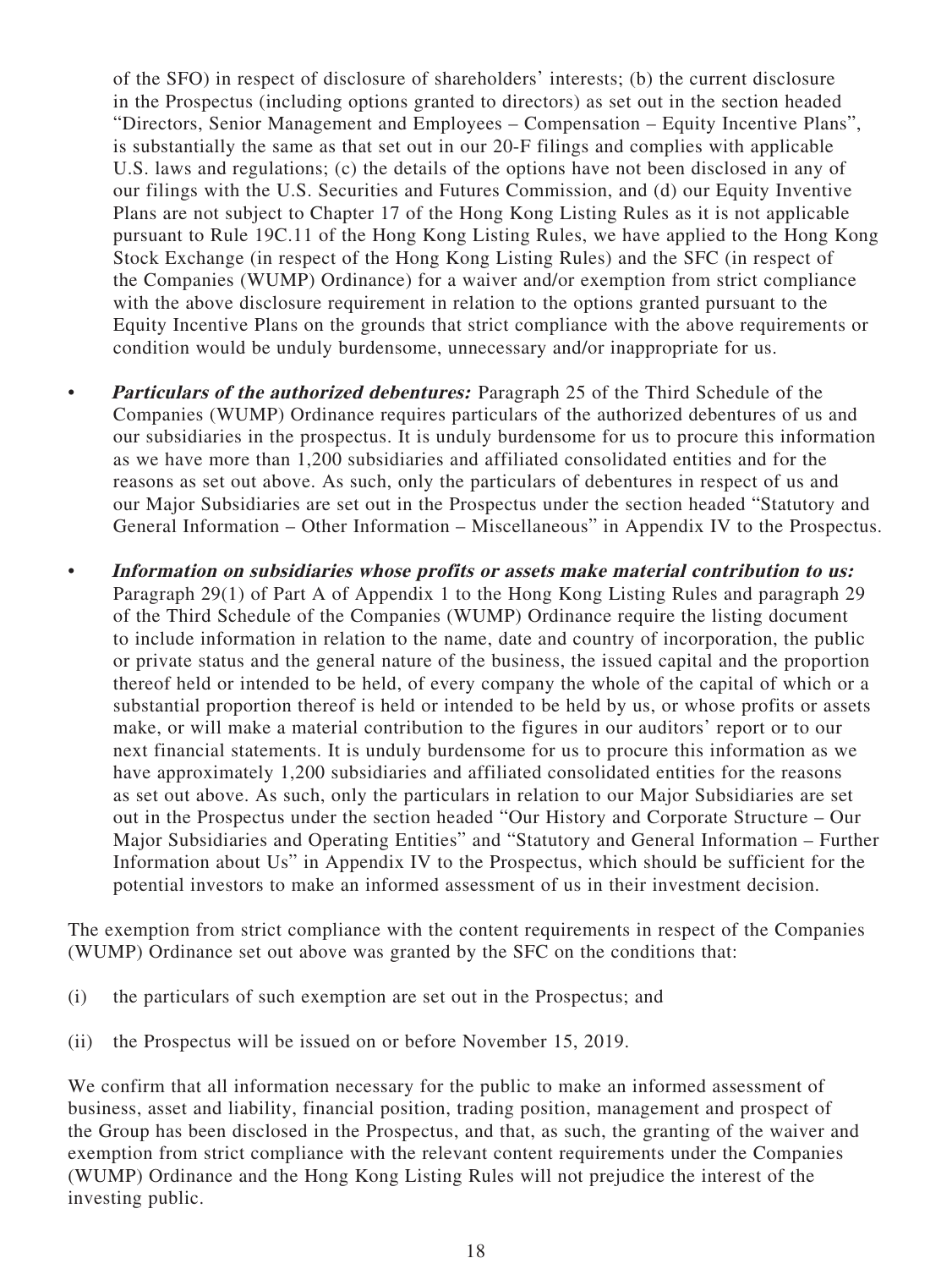of the SFO) in respect of disclosure of shareholders' interests; (b) the current disclosure in the Prospectus (including options granted to directors) as set out in the section headed "Directors, Senior Management and Employees – Compensation – Equity Incentive Plans", is substantially the same as that set out in our 20-F filings and complies with applicable U.S. laws and regulations; (c) the details of the options have not been disclosed in any of our filings with the U.S. Securities and Futures Commission, and (d) our Equity Inventive Plans are not subject to Chapter 17 of the Hong Kong Listing Rules as it is not applicable pursuant to Rule 19C.11 of the Hong Kong Listing Rules, we have applied to the Hong Kong Stock Exchange (in respect of the Hong Kong Listing Rules) and the SFC (in respect of the Companies (WUMP) Ordinance) for a waiver and/or exemption from strict compliance with the above disclosure requirement in relation to the options granted pursuant to the Equity Incentive Plans on the grounds that strict compliance with the above requirements or condition would be unduly burdensome, unnecessary and/or inappropriate for us.

- ***Particulars of the authorized debentures:*** Paragraph 25 of the Third Schedule of the Companies (WUMP) Ordinance requires particulars of the authorized debentures of us and our subsidiaries in the prospectus. It is unduly burdensome for us to procure this information as we have more than 1,200 subsidiaries and affiliated consolidated entities and for the reasons as set out above. As such, only the particulars of debentures in respect of us and our Major Subsidiaries are set out in the Prospectus under the section headed "Statutory and General Information – Other Information – Miscellaneous" in Appendix IV to the Prospectus.

- ***Information on subsidiaries whose profits or assets make material contribution to us:*** Paragraph 29(1) of Part A of Appendix 1 to the Hong Kong Listing Rules and paragraph 29 of the Third Schedule of the Companies (WUMP) Ordinance require the listing document to include information in relation to the name, date and country of incorporation, the public or private status and the general nature of the business, the issued capital and the proportion thereof held or intended to be held, of every company the whole of the capital of which or a substantial proportion thereof is held or intended to be held by us, or whose profits or assets make, or will make a material contribution to the figures in our auditors' report or to our next financial statements. It is unduly burdensome for us to procure this information as we have approximately 1,200 subsidiaries and affiliated consolidated entities for the reasons as set out above. As such, only the particulars in relation to our Major Subsidiaries are set out in the Prospectus under the section headed "Our History and Corporate Structure – Our Major Subsidiaries and Operating Entities" and "Statutory and General Information – Further Information about Us" in Appendix IV to the Prospectus, which should be sufficient for the potential investors to make an informed assessment of us in their investment decision.

The exemption from strict compliance with the content requirements in respect of the Companies (WUMP) Ordinance set out above was granted by the SFC on the conditions that:

(i) the particulars of such exemption are set out in the Prospectus; and

(ii) the Prospectus will be issued on or before November 15, 2019.

We confirm that all information necessary for the public to make an informed assessment of business, asset and liability, financial position, trading position, management and prospect of the Group has been disclosed in the Prospectus, and that, as such, the granting of the waiver and exemption from strict compliance with the relevant content requirements under the Companies (WUMP) Ordinance and the Hong Kong Listing Rules will not prejudice the interest of the investing public.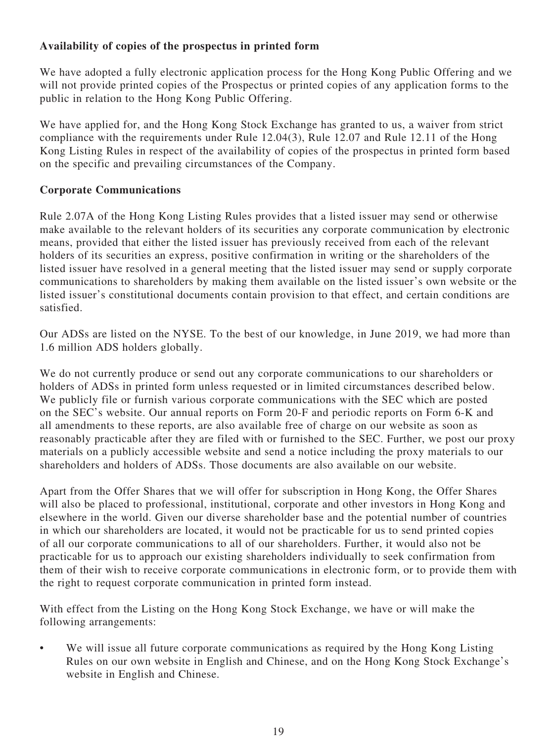**Availability of copies of the prospectus in printed form**

We have adopted a fully electronic application process for the Hong Kong Public Offering and we will not provide printed copies of the Prospectus or printed copies of any application forms to the public in relation to the Hong Kong Public Offering.

We have applied for, and the Hong Kong Stock Exchange has granted to us, a waiver from strict compliance with the requirements under Rule 12.04(3), Rule 12.07 and Rule 12.11 of the Hong Kong Listing Rules in respect of the availability of copies of the prospectus in printed form based on the specific and prevailing circumstances of the Company.

**Corporate Communications**

Rule 2.07A of the Hong Kong Listing Rules provides that a listed issuer may send or otherwise make available to the relevant holders of its securities any corporate communication by electronic means, provided that either the listed issuer has previously received from each of the relevant holders of its securities an express, positive confirmation in writing or the shareholders of the listed issuer have resolved in a general meeting that the listed issuer may send or supply corporate communications to shareholders by making them available on the listed issuer's own website or the listed issuer's constitutional documents contain provision to that effect, and certain conditions are satisfied.

Our ADSs are listed on the NYSE. To the best of our knowledge, in June 2019, we had more than 1.6 million ADS holders globally.

We do not currently produce or send out any corporate communications to our shareholders or holders of ADSs in printed form unless requested or in limited circumstances described below. We publicly file or furnish various corporate communications with the SEC which are posted on the SEC's website. Our annual reports on Form 20-F and periodic reports on Form 6-K and all amendments to these reports, are also available free of charge on our website as soon as reasonably practicable after they are filed with or furnished to the SEC. Further, we post our proxy materials on a publicly accessible website and send a notice including the proxy materials to our shareholders and holders of ADSs. Those documents are also available on our website.

Apart from the Offer Shares that we will offer for subscription in Hong Kong, the Offer Shares will also be placed to professional, institutional, corporate and other investors in Hong Kong and elsewhere in the world. Given our diverse shareholder base and the potential number of countries in which our shareholders are located, it would not be practicable for us to send printed copies of all our corporate communications to all of our shareholders. Further, it would also not be practicable for us to approach our existing shareholders individually to seek confirmation from them of their wish to receive corporate communications in electronic form, or to provide them with the right to request corporate communication in printed form instead.

With effect from the Listing on the Hong Kong Stock Exchange, we have or will make the following arrangements:

- We will issue all future corporate communications as required by the Hong Kong Listing Rules on our own website in English and Chinese, and on the Hong Kong Stock Exchange's website in English and Chinese.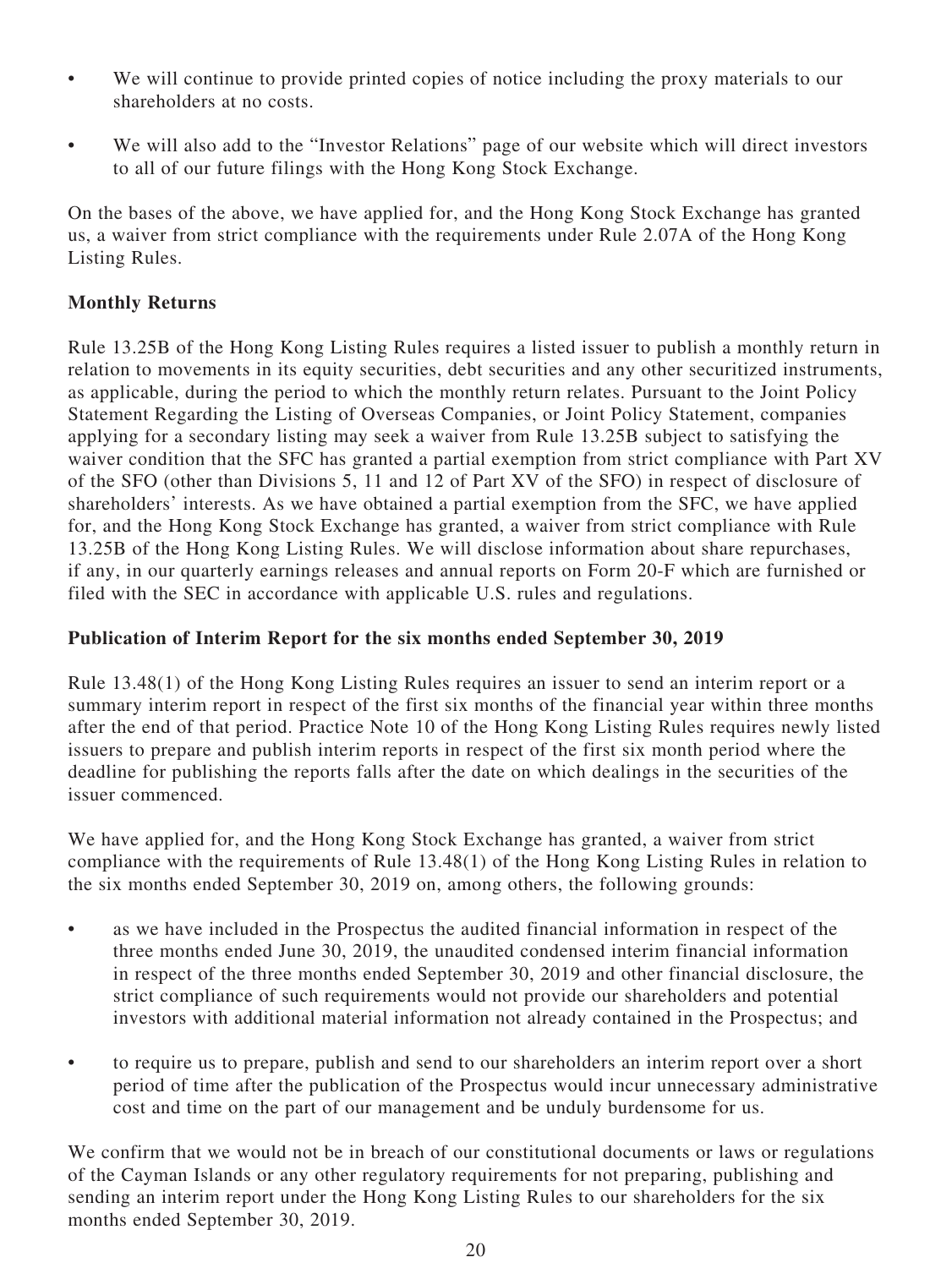- We will continue to provide printed copies of notice including the proxy materials to our shareholders at no costs.
- We will also add to the "Investor Relations" page of our website which will direct investors to all of our future filings with the Hong Kong Stock Exchange.

On the bases of the above, we have applied for, and the Hong Kong Stock Exchange has granted us, a waiver from strict compliance with the requirements under Rule 2.07A of the Hong Kong Listing Rules.

**Monthly Returns**

Rule 13.25B of the Hong Kong Listing Rules requires a listed issuer to publish a monthly return in relation to movements in its equity securities, debt securities and any other securitized instruments, as applicable, during the period to which the monthly return relates. Pursuant to the Joint Policy Statement Regarding the Listing of Overseas Companies, or Joint Policy Statement, companies applying for a secondary listing may seek a waiver from Rule 13.25B subject to satisfying the waiver condition that the SFC has granted a partial exemption from strict compliance with Part XV of the SFO (other than Divisions 5, 11 and 12 of Part XV of the SFO) in respect of disclosure of shareholders' interests. As we have obtained a partial exemption from the SFC, we have applied for, and the Hong Kong Stock Exchange has granted, a waiver from strict compliance with Rule 13.25B of the Hong Kong Listing Rules. We will disclose information about share repurchases, if any, in our quarterly earnings releases and annual reports on Form 20-F which are furnished or filed with the SEC in accordance with applicable U.S. rules and regulations.

**Publication of Interim Report for the six months ended September 30, 2019**

Rule 13.48(1) of the Hong Kong Listing Rules requires an issuer to send an interim report or a summary interim report in respect of the first six months of the financial year within three months after the end of that period. Practice Note 10 of the Hong Kong Listing Rules requires newly listed issuers to prepare and publish interim reports in respect of the first six month period where the deadline for publishing the reports falls after the date on which dealings in the securities of the issuer commenced.

We have applied for, and the Hong Kong Stock Exchange has granted, a waiver from strict compliance with the requirements of Rule 13.48(1) of the Hong Kong Listing Rules in relation to the six months ended September 30, 2019 on, among others, the following grounds:

- as we have included in the Prospectus the audited financial information in respect of the three months ended June 30, 2019, the unaudited condensed interim financial information in respect of the three months ended September 30, 2019 and other financial disclosure, the strict compliance of such requirements would not provide our shareholders and potential investors with additional material information not already contained in the Prospectus; and
- to require us to prepare, publish and send to our shareholders an interim report over a short period of time after the publication of the Prospectus would incur unnecessary administrative cost and time on the part of our management and be unduly burdensome for us.

We confirm that we would not be in breach of our constitutional documents or laws or regulations of the Cayman Islands or any other regulatory requirements for not preparing, publishing and sending an interim report under the Hong Kong Listing Rules to our shareholders for the six months ended September 30, 2019.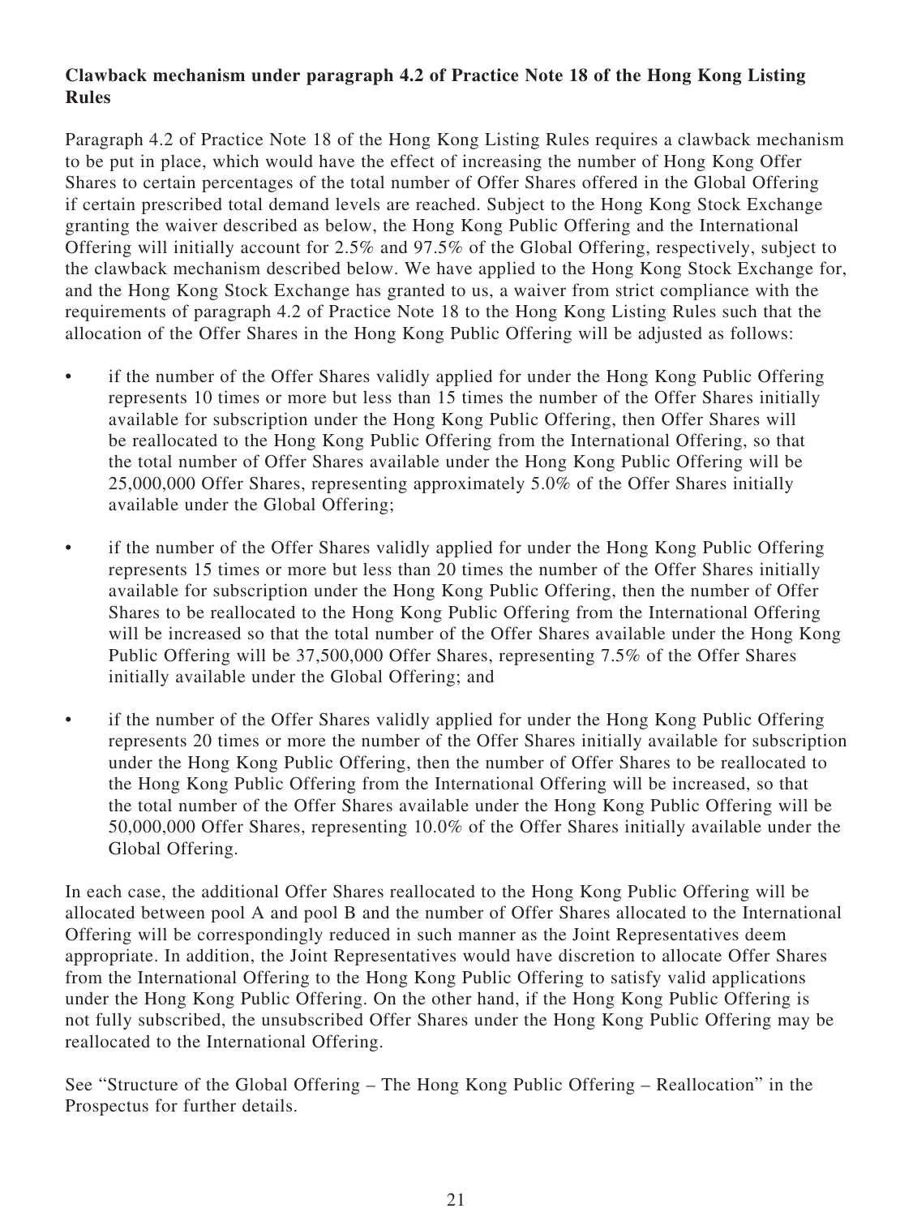**Clawback mechanism under paragraph 4.2 of Practice Note 18 of the Hong Kong Listing Rules**

Paragraph 4.2 of Practice Note 18 of the Hong Kong Listing Rules requires a clawback mechanism to be put in place, which would have the effect of increasing the number of Hong Kong Offer Shares to certain percentages of the total number of Offer Shares offered in the Global Offering if certain prescribed total demand levels are reached. Subject to the Hong Kong Stock Exchange granting the waiver described as below, the Hong Kong Public Offering and the International Offering will initially account for 2.5% and 97.5% of the Global Offering, respectively, subject to the clawback mechanism described below. We have applied to the Hong Kong Stock Exchange for, and the Hong Kong Stock Exchange has granted to us, a waiver from strict compliance with the requirements of paragraph 4.2 of Practice Note 18 to the Hong Kong Listing Rules such that the allocation of the Offer Shares in the Hong Kong Public Offering will be adjusted as follows:

- if the number of the Offer Shares validly applied for under the Hong Kong Public Offering represents 10 times or more but less than 15 times the number of the Offer Shares initially available for subscription under the Hong Kong Public Offering, then Offer Shares will be reallocated to the Hong Kong Public Offering from the International Offering, so that the total number of Offer Shares available under the Hong Kong Public Offering will be 25,000,000 Offer Shares, representing approximately 5.0% of the Offer Shares initially available under the Global Offering;
- if the number of the Offer Shares validly applied for under the Hong Kong Public Offering represents 15 times or more but less than 20 times the number of the Offer Shares initially available for subscription under the Hong Kong Public Offering, then the number of Offer Shares to be reallocated to the Hong Kong Public Offering from the International Offering will be increased so that the total number of the Offer Shares available under the Hong Kong Public Offering will be 37,500,000 Offer Shares, representing 7.5% of the Offer Shares initially available under the Global Offering; and
- if the number of the Offer Shares validly applied for under the Hong Kong Public Offering represents 20 times or more the number of the Offer Shares initially available for subscription under the Hong Kong Public Offering, then the number of Offer Shares to be reallocated to the Hong Kong Public Offering from the International Offering will be increased, so that the total number of the Offer Shares available under the Hong Kong Public Offering will be 50,000,000 Offer Shares, representing 10.0% of the Offer Shares initially available under the Global Offering.

In each case, the additional Offer Shares reallocated to the Hong Kong Public Offering will be allocated between pool A and pool B and the number of Offer Shares allocated to the International Offering will be correspondingly reduced in such manner as the Joint Representatives deem appropriate. In addition, the Joint Representatives would have discretion to allocate Offer Shares from the International Offering to the Hong Kong Public Offering to satisfy valid applications under the Hong Kong Public Offering. On the other hand, if the Hong Kong Public Offering is not fully subscribed, the unsubscribed Offer Shares under the Hong Kong Public Offering may be reallocated to the International Offering.

See "Structure of the Global Offering – The Hong Kong Public Offering – Reallocation" in the Prospectus for further details.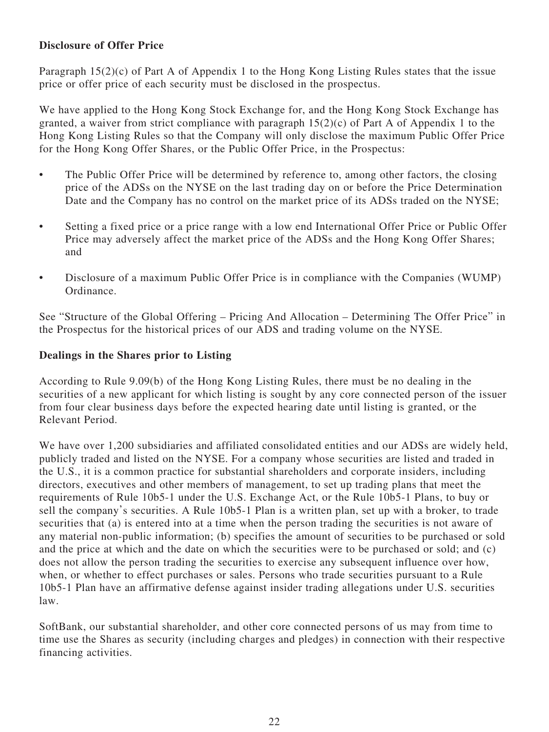**Disclosure of Offer Price**

Paragraph 15(2)(c) of Part A of Appendix 1 to the Hong Kong Listing Rules states that the issue price or offer price of each security must be disclosed in the prospectus.

We have applied to the Hong Kong Stock Exchange for, and the Hong Kong Stock Exchange has granted, a waiver from strict compliance with paragraph 15(2)(c) of Part A of Appendix 1 to the Hong Kong Listing Rules so that the Company will only disclose the maximum Public Offer Price for the Hong Kong Offer Shares, or the Public Offer Price, in the Prospectus:

- The Public Offer Price will be determined by reference to, among other factors, the closing price of the ADSs on the NYSE on the last trading day on or before the Price Determination Date and the Company has no control on the market price of its ADSs traded on the NYSE;
- Setting a fixed price or a price range with a low end International Offer Price or Public Offer Price may adversely affect the market price of the ADSs and the Hong Kong Offer Shares; and
- Disclosure of a maximum Public Offer Price is in compliance with the Companies (WUMP) Ordinance.

See "Structure of the Global Offering – Pricing And Allocation – Determining The Offer Price" in the Prospectus for the historical prices of our ADS and trading volume on the NYSE.

**Dealings in the Shares prior to Listing**

According to Rule 9.09(b) of the Hong Kong Listing Rules, there must be no dealing in the securities of a new applicant for which listing is sought by any core connected person of the issuer from four clear business days before the expected hearing date until listing is granted, or the Relevant Period.

We have over 1,200 subsidiaries and affiliated consolidated entities and our ADSs are widely held, publicly traded and listed on the NYSE. For a company whose securities are listed and traded in the U.S., it is a common practice for substantial shareholders and corporate insiders, including directors, executives and other members of management, to set up trading plans that meet the requirements of Rule 10b5-1 under the U.S. Exchange Act, or the Rule 10b5-1 Plans, to buy or sell the company's securities. A Rule 10b5-1 Plan is a written plan, set up with a broker, to trade securities that (a) is entered into at a time when the person trading the securities is not aware of any material non-public information; (b) specifies the amount of securities to be purchased or sold and the price at which and the date on which the securities were to be purchased or sold; and (c) does not allow the person trading the securities to exercise any subsequent influence over how, when, or whether to effect purchases or sales. Persons who trade securities pursuant to a Rule 10b5-1 Plan have an affirmative defense against insider trading allegations under U.S. securities law.

SoftBank, our substantial shareholder, and other core connected persons of us may from time to time use the Shares as security (including charges and pledges) in connection with their respective financing activities.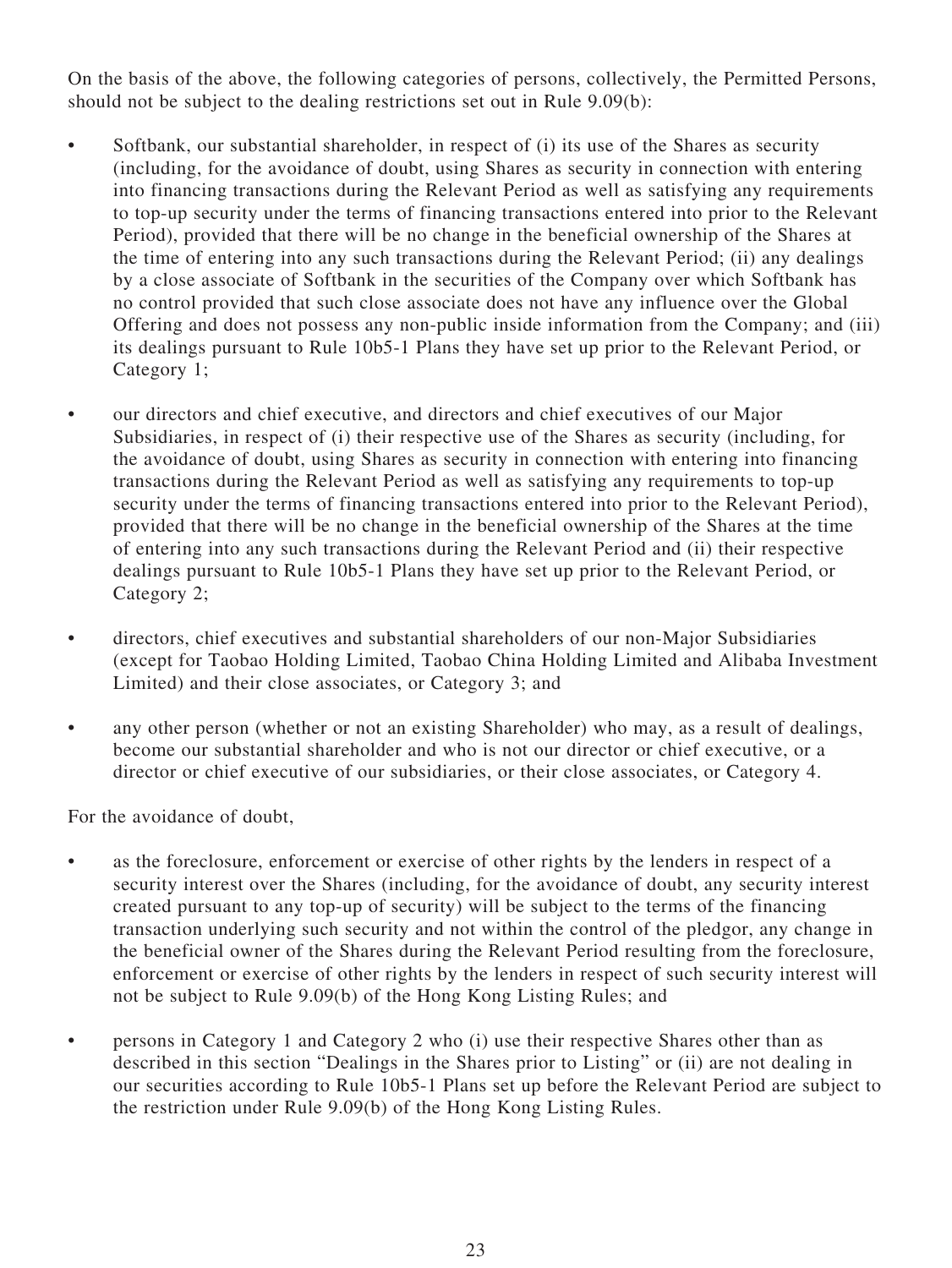On the basis of the above, the following categories of persons, collectively, the Permitted Persons, should not be subject to the dealing restrictions set out in Rule 9.09(b):

- Softbank, our substantial shareholder, in respect of (i) its use of the Shares as security (including, for the avoidance of doubt, using Shares as security in connection with entering into financing transactions during the Relevant Period as well as satisfying any requirements to top-up security under the terms of financing transactions entered into prior to the Relevant Period), provided that there will be no change in the beneficial ownership of the Shares at the time of entering into any such transactions during the Relevant Period; (ii) any dealings by a close associate of Softbank in the securities of the Company over which Softbank has no control provided that such close associate does not have any influence over the Global Offering and does not possess any non-public inside information from the Company; and (iii) its dealings pursuant to Rule 10b5-1 Plans they have set up prior to the Relevant Period, or Category 1;

- our directors and chief executive, and directors and chief executives of our Major Subsidiaries, in respect of (i) their respective use of the Shares as security (including, for the avoidance of doubt, using Shares as security in connection with entering into financing transactions during the Relevant Period as well as satisfying any requirements to top-up security under the terms of financing transactions entered into prior to the Relevant Period), provided that there will be no change in the beneficial ownership of the Shares at the time of entering into any such transactions during the Relevant Period and (ii) their respective dealings pursuant to Rule 10b5-1 Plans they have set up prior to the Relevant Period, or Category 2;

- directors, chief executives and substantial shareholders of our non-Major Subsidiaries (except for Taobao Holding Limited, Taobao China Holding Limited and Alibaba Investment Limited) and their close associates, or Category 3; and

- any other person (whether or not an existing Shareholder) who may, as a result of dealings, become our substantial shareholder and who is not our director or chief executive, or a director or chief executive of our subsidiaries, or their close associates, or Category 4.

For the avoidance of doubt,

- as the foreclosure, enforcement or exercise of other rights by the lenders in respect of a security interest over the Shares (including, for the avoidance of doubt, any security interest created pursuant to any top-up of security) will be subject to the terms of the financing transaction underlying such security and not within the control of the pledgor, any change in the beneficial owner of the Shares during the Relevant Period resulting from the foreclosure, enforcement or exercise of other rights by the lenders in respect of such security interest will not be subject to Rule 9.09(b) of the Hong Kong Listing Rules; and

- persons in Category 1 and Category 2 who (i) use their respective Shares other than as described in this section "Dealings in the Shares prior to Listing" or (ii) are not dealing in our securities according to Rule 10b5-1 Plans set up before the Relevant Period are subject to the restriction under Rule 9.09(b) of the Hong Kong Listing Rules.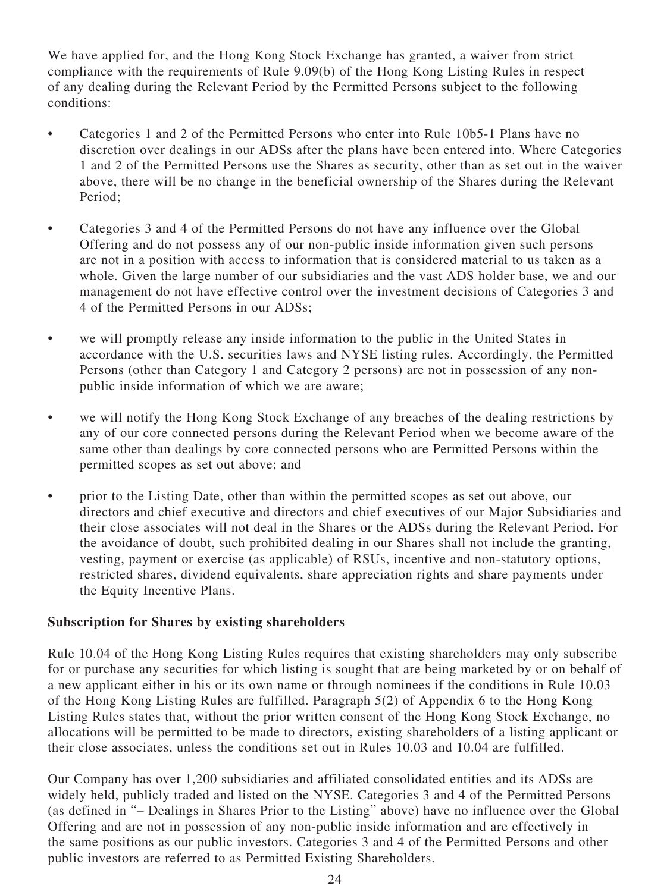We have applied for, and the Hong Kong Stock Exchange has granted, a waiver from strict compliance with the requirements of Rule 9.09(b) of the Hong Kong Listing Rules in respect of any dealing during the Relevant Period by the Permitted Persons subject to the following conditions:

- Categories 1 and 2 of the Permitted Persons who enter into Rule 10b5-1 Plans have no discretion over dealings in our ADSs after the plans have been entered into. Where Categories 1 and 2 of the Permitted Persons use the Shares as security, other than as set out in the waiver above, there will be no change in the beneficial ownership of the Shares during the Relevant Period;
- Categories 3 and 4 of the Permitted Persons do not have any influence over the Global Offering and do not possess any of our non-public inside information given such persons are not in a position with access to information that is considered material to us taken as a whole. Given the large number of our subsidiaries and the vast ADS holder base, we and our management do not have effective control over the investment decisions of Categories 3 and 4 of the Permitted Persons in our ADSs;
- we will promptly release any inside information to the public in the United States in accordance with the U.S. securities laws and NYSE listing rules. Accordingly, the Permitted Persons (other than Category 1 and Category 2 persons) are not in possession of any non-public inside information of which we are aware;
- we will notify the Hong Kong Stock Exchange of any breaches of the dealing restrictions by any of our core connected persons during the Relevant Period when we become aware of the same other than dealings by core connected persons who are Permitted Persons within the permitted scopes as set out above; and
- prior to the Listing Date, other than within the permitted scopes as set out above, our directors and chief executive and directors and chief executives of our Major Subsidiaries and their close associates will not deal in the Shares or the ADSs during the Relevant Period. For the avoidance of doubt, such prohibited dealing in our Shares shall not include the granting, vesting, payment or exercise (as applicable) of RSUs, incentive and non-statutory options, restricted shares, dividend equivalents, share appreciation rights and share payments under the Equity Incentive Plans.

**Subscription for Shares by existing shareholders**

Rule 10.04 of the Hong Kong Listing Rules requires that existing shareholders may only subscribe for or purchase any securities for which listing is sought that are being marketed by or on behalf of a new applicant either in his or its own name or through nominees if the conditions in Rule 10.03 of the Hong Kong Listing Rules are fulfilled. Paragraph 5(2) of Appendix 6 to the Hong Kong Listing Rules states that, without the prior written consent of the Hong Kong Stock Exchange, no allocations will be permitted to be made to directors, existing shareholders of a listing applicant or their close associates, unless the conditions set out in Rules 10.03 and 10.04 are fulfilled.

Our Company has over 1,200 subsidiaries and affiliated consolidated entities and its ADSs are widely held, publicly traded and listed on the NYSE. Categories 3 and 4 of the Permitted Persons (as defined in "– Dealings in Shares Prior to the Listing" above) have no influence over the Global Offering and are not in possession of any non-public inside information and are effectively in the same positions as our public investors. Categories 3 and 4 of the Permitted Persons and other public investors are referred to as Permitted Existing Shareholders.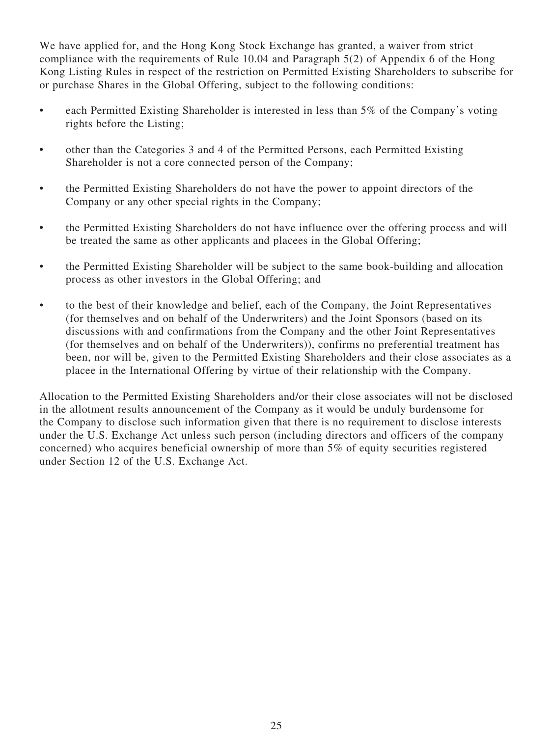We have applied for, and the Hong Kong Stock Exchange has granted, a waiver from strict compliance with the requirements of Rule 10.04 and Paragraph 5(2) of Appendix 6 of the Hong Kong Listing Rules in respect of the restriction on Permitted Existing Shareholders to subscribe for or purchase Shares in the Global Offering, subject to the following conditions:

- each Permitted Existing Shareholder is interested in less than 5% of the Company's voting rights before the Listing;
- other than the Categories 3 and 4 of the Permitted Persons, each Permitted Existing Shareholder is not a core connected person of the Company;
- the Permitted Existing Shareholders do not have the power to appoint directors of the Company or any other special rights in the Company;
- the Permitted Existing Shareholders do not have influence over the offering process and will be treated the same as other applicants and placees in the Global Offering;
- the Permitted Existing Shareholder will be subject to the same book-building and allocation process as other investors in the Global Offering; and
- to the best of their knowledge and belief, each of the Company, the Joint Representatives (for themselves and on behalf of the Underwriters) and the Joint Sponsors (based on its discussions with and confirmations from the Company and the other Joint Representatives (for themselves and on behalf of the Underwriters)), confirms no preferential treatment has been, nor will be, given to the Permitted Existing Shareholders and their close associates as a placee in the International Offering by virtue of their relationship with the Company.

Allocation to the Permitted Existing Shareholders and/or their close associates will not be disclosed in the allotment results announcement of the Company as it would be unduly burdensome for the Company to disclose such information given that there is no requirement to disclose interests under the U.S. Exchange Act unless such person (including directors and officers of the company concerned) who acquires beneficial ownership of more than 5% of equity securities registered under Section 12 of the U.S. Exchange Act.